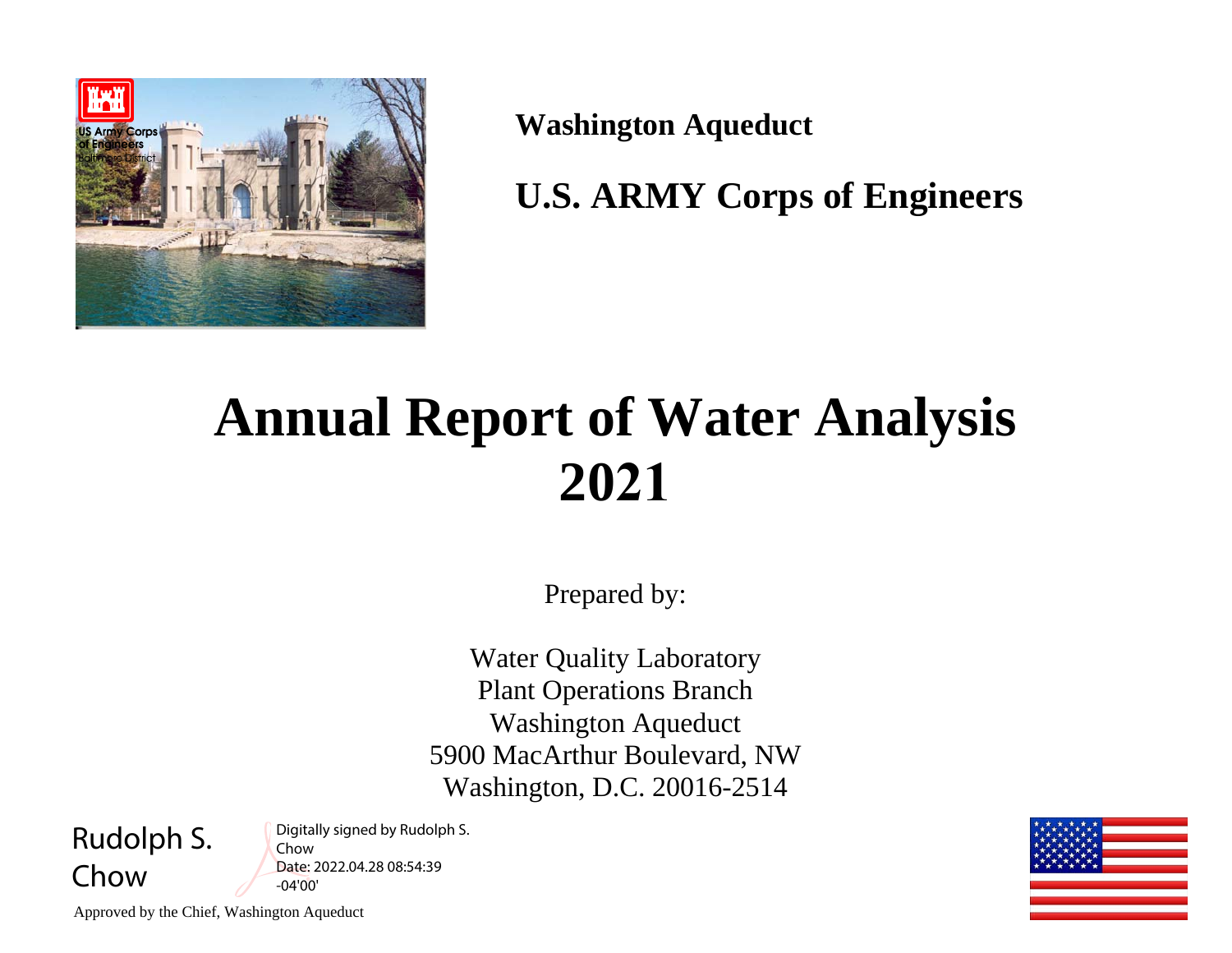**Washington Aqueduct**

**U.S. ARMY Corps of Engineers**

# Annual Report of Water Analysis 2021

Prepared by:

Water Quality Laboratory
Plant Operations Branch
Washington Aqueduct
5900 MacArthur Boulevard, NW
Washington, D.C. 20016-2514

Rudolph S. Chow

Digitally signed by Rudolph S. Chow
Date: 2022.04.28 08:54:39 -04'00'

Approved by the Chief, Washington Aqueduct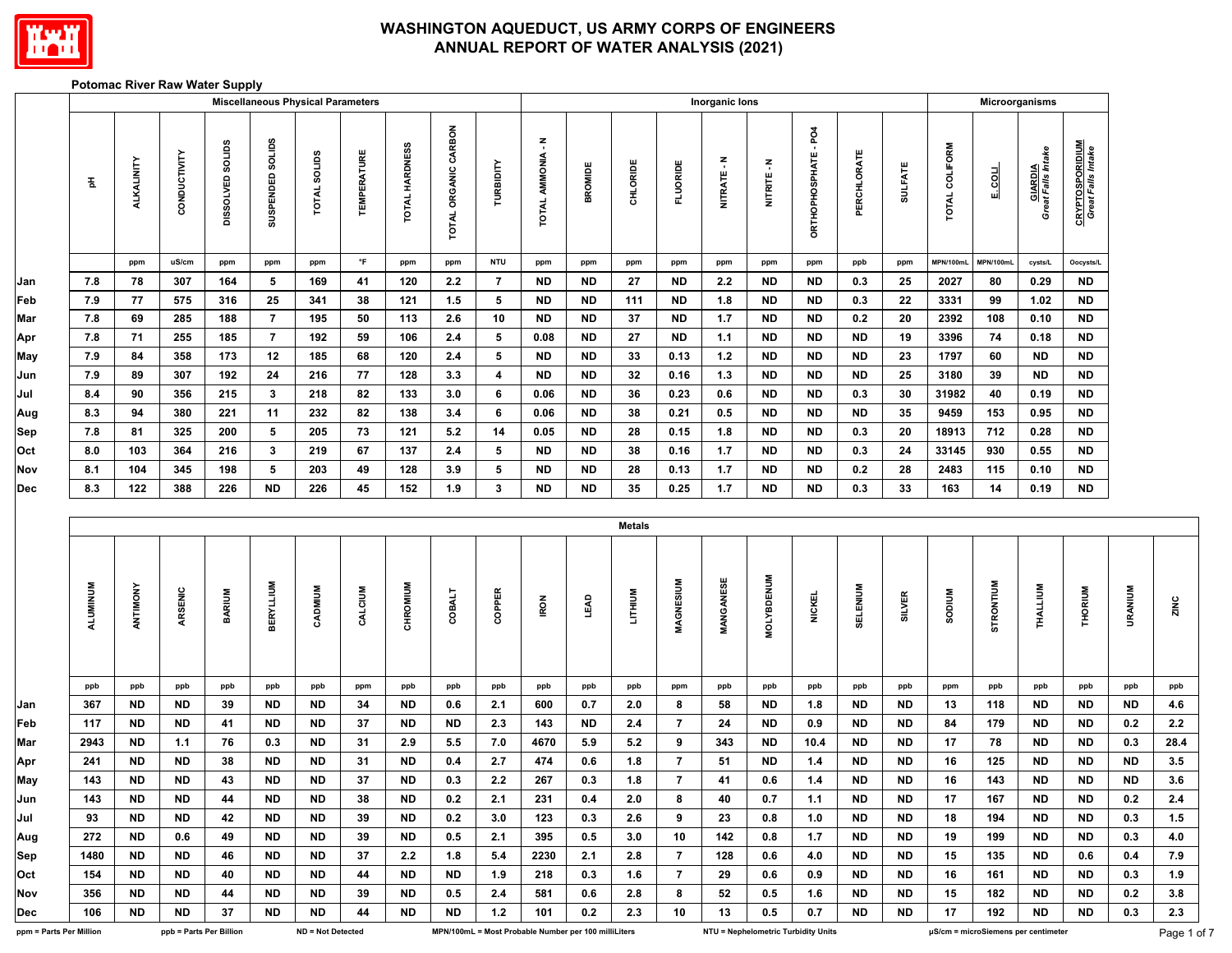# WASHINGTON AQUEDUCT, US ARMY CORPS OF ENGINEERS
# ANNUAL REPORT OF WATER ANALYSIS (2021)

## Potomac River Raw Water Supply

| | Miscellaneous Physical Parameters | | | | | | | | | | Inorganic Ions | | | | | | | | | Microorganisms | | | |
|---|---|---|---|---|---|---|---|---|---|---|---|---|---|---|---|---|---|---|---|---|---|---|---|
| | pH | ALKALINITY | CONDUCTIVITY | DISSOLVED SOLIDS | SUSPENDED SOLIDS | TOTAL SOLIDS | TEMPERATURE | TOTAL HARDNESS | TOTAL ORGANIC CARBON | TURBIDITY | TOTAL AMMONIA - N | BROMIDE | CHLORIDE | FLUORIDE | NITRATE - N | NITRITE - N | ORTHOPHOSPHATE - PO4 | PERCHLORATE | SULFATE | TOTAL COLIFORM | E. COLI | GIARDIA *Great Falls Intake* | CRYPTOSPORIDIUM *Great Falls Intake* |
| | | ppm | uS/cm | ppm | ppm | ppm | °F | ppm | ppm | NTU | ppm | ppm | ppm | ppm | ppm | ppm | ppm | ppb | ppm | MPN/100mL | MPN/100mL | cysts/L | Oocysts/L |
| Jan | 7.8 | 78 | 307 | 164 | 5 | 169 | 41 | 120 | 2.2 | 7 | ND | ND | 27 | ND | 2.2 | ND | ND | 0.3 | 25 | 2027 | 80 | 0.29 | ND |
| Feb | 7.9 | 77 | 575 | 316 | 25 | 341 | 38 | 121 | 1.5 | 5 | ND | ND | 111 | ND | 1.8 | ND | ND | 0.3 | 22 | 3331 | 99 | 1.02 | ND |
| Mar | 7.8 | 69 | 285 | 188 | 7 | 195 | 50 | 113 | 2.6 | 10 | ND | ND | 37 | ND | 1.7 | ND | ND | 0.2 | 20 | 2392 | 108 | 0.10 | ND |
| Apr | 7.8 | 71 | 255 | 185 | 7 | 192 | 59 | 106 | 2.4 | 5 | 0.08 | ND | 27 | ND | 1.1 | ND | ND | ND | 19 | 3396 | 74 | 0.18 | ND |
| May | 7.9 | 84 | 358 | 173 | 12 | 185 | 68 | 120 | 2.4 | 5 | ND | ND | 33 | 0.13 | 1.2 | ND | ND | ND | 23 | 1797 | 60 | ND | ND |
| Jun | 7.9 | 89 | 307 | 192 | 24 | 216 | 77 | 128 | 3.3 | 4 | ND | ND | 32 | 0.16 | 1.3 | ND | ND | ND | 25 | 3180 | 39 | ND | ND |
| Jul | 8.4 | 90 | 356 | 215 | 3 | 218 | 82 | 133 | 3.0 | 6 | 0.06 | ND | 36 | 0.23 | 0.6 | ND | ND | 0.3 | 30 | 31982 | 40 | 0.19 | ND |
| Aug | 8.3 | 94 | 380 | 221 | 11 | 232 | 82 | 138 | 3.4 | 6 | 0.06 | ND | 38 | 0.21 | 0.5 | ND | ND | ND | 35 | 9459 | 153 | 0.95 | ND |
| Sep | 7.8 | 81 | 325 | 200 | 5 | 205 | 73 | 121 | 5.2 | 14 | 0.05 | ND | 28 | 0.15 | 1.8 | ND | ND | 0.3 | 20 | 18913 | 712 | 0.28 | ND |
| Oct | 8.0 | 103 | 364 | 216 | 3 | 219 | 67 | 137 | 2.4 | 5 | ND | ND | 38 | 0.16 | 1.7 | ND | ND | 0.3 | 24 | 33145 | 930 | 0.55 | ND |
| Nov | 8.1 | 104 | 345 | 198 | 5 | 203 | 49 | 128 | 3.9 | 5 | ND | ND | 28 | 0.13 | 1.7 | ND | ND | 0.2 | 28 | 2483 | 115 | 0.10 | ND |
| Dec | 8.3 | 122 | 388 | 226 | ND | 226 | 45 | 152 | 1.9 | 3 | ND | ND | 35 | 0.25 | 1.7 | ND | ND | 0.3 | 33 | 163 | 14 | 0.19 | ND |

| | Metals | | | | | | | | | | | | | | | | | | | | | | | | |
|---|---|---|---|---|---|---|---|---|---|---|---|---|---|---|---|---|---|---|---|---|---|---|---|---|---|
| | ALUMINUM | ANTIMONY | ARSENIC | BARIUM | BERYLLIUM | CADMIUM | CALCIUM | CHROMIUM | COBALT | COPPER | IRON | LEAD | LITHIUM | MAGNESIUM | MANGANESE | MOLYBDENUM | NICKEL | SELENIUM | SILVER | SODIUM | STRONTIUM | THALLIUM | THORIUM | URANIUM | ZINC |
| | ppb | ppb | ppb | ppb | ppb | ppb | ppm | ppb | ppb | ppb | ppb | ppb | ppb | ppm | ppb | ppb | ppb | ppb | ppb | ppm | ppb | ppb | ppb | ppb | ppb |
| Jan | 367 | ND | ND | 39 | ND | ND | 34 | ND | 0.6 | 2.1 | 600 | 0.7 | 2.0 | 8 | 58 | ND | 1.8 | ND | ND | 13 | 118 | ND | ND | ND | 4.6 |
| Feb | 117 | ND | ND | 41 | ND | ND | 37 | ND | ND | 2.3 | 143 | ND | 2.4 | 7 | 24 | ND | 0.9 | ND | ND | 84 | 179 | ND | ND | 0.2 | 2.2 |
| Mar | 2943 | ND | 1.1 | 76 | 0.3 | ND | 31 | 2.9 | 5.5 | 7.0 | 4670 | 5.9 | 5.2 | 9 | 343 | ND | 10.4 | ND | ND | 17 | 78 | ND | ND | 0.3 | 28.4 |
| Apr | 241 | ND | ND | 38 | ND | ND | 31 | ND | 0.4 | 2.7 | 474 | 0.6 | 1.8 | 7 | 51 | ND | 1.4 | ND | ND | 16 | 125 | ND | ND | ND | 3.5 |
| May | 143 | ND | ND | 43 | ND | ND | 37 | ND | 0.3 | 2.2 | 267 | 0.3 | 1.8 | 7 | 41 | 0.6 | 1.4 | ND | ND | 16 | 143 | ND | ND | ND | 3.6 |
| Jun | 143 | ND | ND | 44 | ND | ND | 38 | ND | 0.2 | 2.1 | 231 | 0.4 | 2.0 | 8 | 40 | 0.7 | 1.1 | ND | ND | 17 | 167 | ND | ND | 0.2 | 2.4 |
| Jul | 93 | ND | ND | 42 | ND | ND | 39 | ND | 0.2 | 3.0 | 123 | 0.3 | 2.6 | 9 | 23 | 0.8 | 1.0 | ND | ND | 18 | 194 | ND | ND | 0.3 | 1.5 |
| Aug | 272 | ND | 0.6 | 49 | ND | ND | 39 | ND | 0.5 | 2.1 | 395 | 0.5 | 3.0 | 10 | 142 | 0.8 | 1.7 | ND | ND | 19 | 199 | ND | ND | 0.3 | 4.0 |
| Sep | 1480 | ND | ND | 46 | ND | ND | 37 | 2.2 | 1.8 | 5.4 | 2230 | 2.1 | 2.8 | 7 | 128 | 0.6 | 4.0 | ND | ND | 15 | 135 | ND | 0.6 | 0.4 | 7.9 |
| Oct | 154 | ND | ND | 40 | ND | ND | 44 | ND | ND | 1.9 | 218 | 0.3 | 1.6 | 7 | 29 | 0.6 | 0.9 | ND | ND | 16 | 161 | ND | ND | 0.3 | 1.9 |
| Nov | 356 | ND | ND | 44 | ND | ND | 39 | ND | 0.5 | 2.4 | 581 | 0.6 | 2.8 | 8 | 52 | 0.5 | 1.6 | ND | ND | 15 | 182 | ND | ND | 0.2 | 3.8 |
| Dec | 106 | ND | ND | 37 | ND | ND | 44 | ND | ND | 1.2 | 101 | 0.2 | 2.3 | 10 | 13 | 0.5 | 0.7 | ND | ND | 17 | 192 | ND | ND | 0.3 | 2.3 |

ppm = Parts Per Million  ppb = Parts Per Billion  ND = Not Detected  MPN/100mL = Most Probable Number per 100 milliLiters  NTU = Nephelometric Turbidity Units  µS/cm = microSiemens per centimeter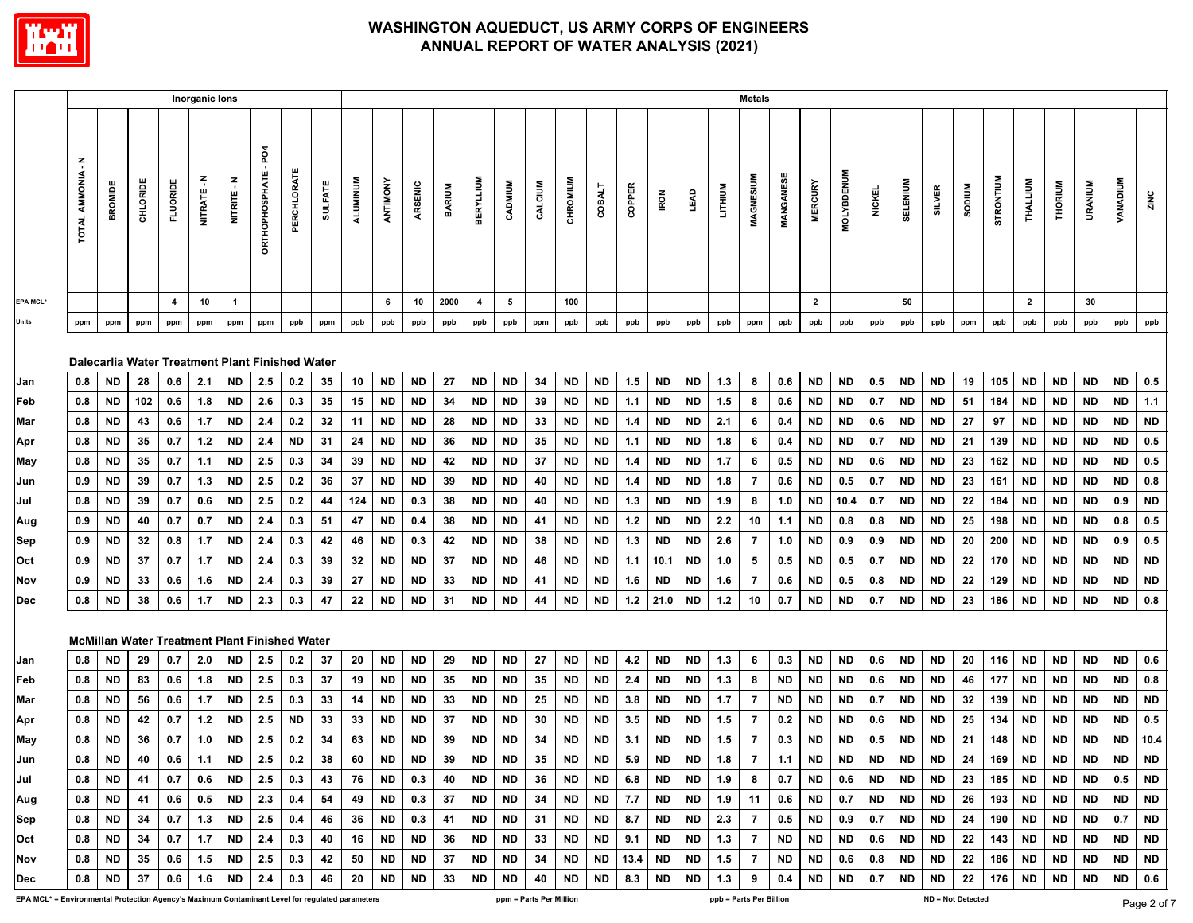# WASHINGTON AQUEDUCT, US ARMY CORPS OF ENGINEERS
# ANNUAL REPORT OF WATER ANALYSIS (2021)

| | Inorganic Ions | | | | | | | | | Metals | | | | | | | | | | | | | | | | | | | | | | | | | | | | |
|---|---|---|---|---|---|---|---|---|---|---|---|---|---|---|---|---|---|---|---|---|---|---|---|---|---|---|---|---|---|---|---|---|---|---|---|---|---|---|
| | TOTAL AMMONIA - N | BROMIDE | CHLORIDE | FLUORIDE | NITRATE - N | NITRITE - N | ORTHOPHOSPHATE - PO4 | PERCHLORATE | SULFATE | ALUMINUM | ANTIMONY | ARSENIC | BARIUM | BERYLLIUM | CADMIUM | CALCIUM | CHROMIUM | COBALT | COPPER | IRON | LEAD | LITHIUM | MAGNESIUM | MANGANESE | MERCURY | MOLYBDENUM | NICKEL | SELENIUM | SILVER | SODIUM | STRONTIUM | THALLIUM | THORIUM | URANIUM | VANADIUM | ZINC |
| EPA MCL* | | | | 4 | 10 | 1 | | | | | 6 | 10 | 2000 | 4 | 5 | | 100 | | | | | | | | 2 | | | 50 | | | | 2 | | 30 | | |
| Units | ppm | ppm | ppm | ppm | ppm | ppm | ppm | ppb | ppm | ppb | ppb | ppb | ppb | ppb | ppb | ppm | ppb | ppb | ppb | ppb | ppb | ppb | ppm | ppb | ppb | ppb | ppb | ppb | ppb | ppm | ppb | ppb | ppb | ppb | ppb | ppb |
| **Dalecarlia Water Treatment Plant Finished Water** | | | | | | | | | | | | | | | | | | | | | | | | | | | | | | | | | | | | |
| Jan | 0.8 | ND | 28 | 0.6 | 2.1 | ND | 2.5 | 0.2 | 35 | 10 | ND | ND | 27 | ND | ND | 34 | ND | ND | 1.5 | ND | ND | 1.3 | 8 | 0.6 | ND | ND | 0.5 | ND | ND | 19 | 105 | ND | ND | ND | ND | 0.5 |
| Feb | 0.8 | ND | 102 | 0.6 | 1.8 | ND | 2.6 | 0.3 | 35 | 15 | ND | ND | 34 | ND | ND | 39 | ND | ND | 1.1 | ND | ND | 1.5 | 8 | 0.6 | ND | ND | 0.7 | ND | ND | 51 | 184 | ND | ND | ND | ND | 1.1 |
| Mar | 0.8 | ND | 43 | 0.6 | 1.7 | ND | 2.4 | 0.2 | 32 | 11 | ND | ND | 28 | ND | ND | 33 | ND | ND | 1.4 | ND | ND | 2.1 | 6 | 0.4 | ND | ND | 0.6 | ND | ND | 27 | 97 | ND | ND | ND | ND | ND |
| Apr | 0.8 | ND | 35 | 0.7 | 1.2 | ND | 2.4 | ND | 31 | 24 | ND | ND | 36 | ND | ND | 35 | ND | ND | 1.1 | ND | ND | 1.8 | 6 | 0.4 | ND | ND | 0.7 | ND | ND | 21 | 139 | ND | ND | ND | ND | 0.5 |
| May | 0.8 | ND | 35 | 0.7 | 1.1 | ND | 2.5 | 0.3 | 34 | 39 | ND | ND | 42 | ND | ND | 37 | ND | ND | 1.4 | ND | ND | 1.7 | 6 | 0.5 | ND | ND | 0.6 | ND | ND | 23 | 162 | ND | ND | ND | ND | 0.5 |
| Jun | 0.9 | ND | 39 | 0.7 | 1.3 | ND | 2.5 | 0.2 | 36 | 37 | ND | ND | 39 | ND | ND | 40 | ND | ND | 1.4 | ND | ND | 1.8 | 7 | 0.6 | ND | 0.5 | 0.7 | ND | ND | 23 | 161 | ND | ND | ND | ND | 0.8 |
| Jul | 0.8 | ND | 39 | 0.7 | 0.6 | ND | 2.5 | 0.2 | 44 | 124 | ND | 0.3 | 38 | ND | ND | 40 | ND | ND | 1.3 | ND | ND | 1.9 | 8 | 1.0 | ND | 10.4 | 0.7 | ND | ND | 22 | 184 | ND | ND | ND | 0.9 | ND |
| Aug | 0.9 | ND | 40 | 0.7 | 0.7 | ND | 2.4 | 0.3 | 51 | 47 | ND | 0.4 | 38 | ND | ND | 41 | ND | ND | 1.2 | ND | ND | 2.2 | 10 | 1.1 | ND | 0.8 | 0.8 | ND | ND | 25 | 198 | ND | ND | ND | 0.8 | 0.5 |
| Sep | 0.9 | ND | 32 | 0.8 | 1.7 | ND | 2.4 | 0.3 | 42 | 46 | ND | 0.3 | 42 | ND | ND | 38 | ND | ND | 1.3 | ND | ND | 2.6 | 7 | 1.0 | ND | 0.9 | 0.9 | ND | ND | 20 | 200 | ND | ND | ND | 0.9 | 0.5 |
| Oct | 0.9 | ND | 37 | 0.7 | 1.7 | ND | 2.4 | 0.3 | 39 | 32 | ND | ND | 37 | ND | ND | 46 | ND | ND | 1.1 | 10.1 | ND | 1.0 | 5 | 0.5 | ND | 0.5 | 0.7 | ND | ND | 22 | 170 | ND | ND | ND | ND | ND |
| Nov | 0.9 | ND | 33 | 0.6 | 1.6 | ND | 2.4 | 0.3 | 39 | 27 | ND | ND | 33 | ND | ND | 41 | ND | ND | 1.6 | ND | ND | 1.6 | 7 | 0.6 | ND | 0.5 | 0.8 | ND | ND | 22 | 129 | ND | ND | ND | ND | ND |
| Dec | 0.8 | ND | 38 | 0.6 | 1.7 | ND | 2.3 | 0.3 | 47 | 22 | ND | ND | 31 | ND | ND | 44 | ND | ND | 1.2 | 21.0 | ND | 1.2 | 10 | 0.7 | ND | ND | 0.7 | ND | ND | 23 | 186 | ND | ND | ND | ND | 0.8 |
| **McMillan Water Treatment Plant Finished Water** | | | | | | | | | | | | | | | | | | | | | | | | | | | | | | | | | | | | |
| Jan | 0.8 | ND | 29 | 0.7 | 2.0 | ND | 2.5 | 0.2 | 37 | 20 | ND | ND | 29 | ND | ND | 27 | ND | ND | 4.2 | ND | ND | 1.3 | 6 | 0.3 | ND | ND | 0.6 | ND | ND | 20 | 116 | ND | ND | ND | ND | 0.6 |
| Feb | 0.8 | ND | 83 | 0.6 | 1.8 | ND | 2.5 | 0.3 | 37 | 19 | ND | ND | 35 | ND | ND | 35 | ND | ND | 2.4 | ND | ND | 1.3 | 8 | ND | ND | ND | 0.6 | ND | ND | 46 | 177 | ND | ND | ND | ND | 0.8 |
| Mar | 0.8 | ND | 56 | 0.6 | 1.7 | ND | 2.5 | 0.3 | 33 | 14 | ND | ND | 33 | ND | ND | 25 | ND | ND | 3.8 | ND | ND | 1.7 | 7 | ND | ND | ND | 0.7 | ND | ND | 32 | 139 | ND | ND | ND | ND | ND |
| Apr | 0.8 | ND | 42 | 0.7 | 1.2 | ND | 2.5 | ND | 33 | 33 | ND | ND | 37 | ND | ND | 30 | ND | ND | 3.5 | ND | ND | 1.5 | 7 | 0.2 | ND | ND | 0.6 | ND | ND | 25 | 134 | ND | ND | ND | ND | 0.5 |
| May | 0.8 | ND | 36 | 0.7 | 1.0 | ND | 2.5 | 0.2 | 34 | 63 | ND | ND | 39 | ND | ND | 34 | ND | ND | 3.1 | ND | ND | 1.5 | 7 | 0.3 | ND | ND | 0.5 | ND | ND | 21 | 148 | ND | ND | ND | ND | 10.4 |
| Jun | 0.8 | ND | 40 | 0.6 | 1.1 | ND | 2.5 | 0.2 | 38 | 60 | ND | ND | 39 | ND | ND | 35 | ND | ND | 5.9 | ND | ND | 1.8 | 7 | 1.1 | ND | ND | ND | ND | ND | 24 | 169 | ND | ND | ND | ND | ND |
| Jul | 0.8 | ND | 41 | 0.7 | 0.6 | ND | 2.5 | 0.3 | 43 | 76 | ND | 0.3 | 40 | ND | ND | 36 | ND | ND | 6.8 | ND | ND | 1.9 | 8 | 0.7 | ND | 0.6 | ND | ND | ND | 23 | 185 | ND | ND | ND | 0.5 | ND |
| Aug | 0.8 | ND | 41 | 0.6 | 0.5 | ND | 2.3 | 0.4 | 54 | 49 | ND | 0.3 | 37 | ND | ND | 34 | ND | ND | 7.7 | ND | ND | 1.9 | 11 | 0.6 | ND | 0.7 | ND | ND | ND | 26 | 193 | ND | ND | ND | ND | ND |
| Sep | 0.8 | ND | 34 | 0.7 | 1.3 | ND | 2.5 | 0.4 | 46 | 36 | ND | 0.3 | 41 | ND | ND | 31 | ND | ND | 8.7 | ND | ND | 2.3 | 7 | 0.5 | ND | 0.9 | 0.7 | ND | ND | 24 | 190 | ND | ND | ND | 0.7 | ND |
| Oct | 0.8 | ND | 34 | 0.7 | 1.7 | ND | 2.4 | 0.3 | 40 | 16 | ND | ND | 36 | ND | ND | 33 | ND | ND | 9.1 | ND | ND | 1.3 | 7 | ND | ND | ND | 0.6 | ND | ND | 22 | 143 | ND | ND | ND | ND | ND |
| Nov | 0.8 | ND | 35 | 0.6 | 1.5 | ND | 2.5 | 0.3 | 42 | 50 | ND | ND | 37 | ND | ND | 34 | ND | ND | 13.4 | ND | ND | 1.5 | 7 | ND | ND | 0.6 | 0.8 | ND | ND | 22 | 186 | ND | ND | ND | ND | ND |
| Dec | 0.8 | ND | 37 | 0.6 | 1.6 | ND | 2.4 | 0.3 | 46 | 20 | ND | ND | 33 | ND | ND | 40 | ND | ND | 8.3 | ND | ND | 1.3 | 9 | 0.4 | ND | ND | 0.7 | ND | ND | 22 | 176 | ND | ND | ND | ND | 0.6 |

EPA MCL* = Environmental Protection Agency's Maximum Contaminant Level for regulated parameters    ppm = Parts Per Million    ppb = Parts Per Billion    ND = Not Detected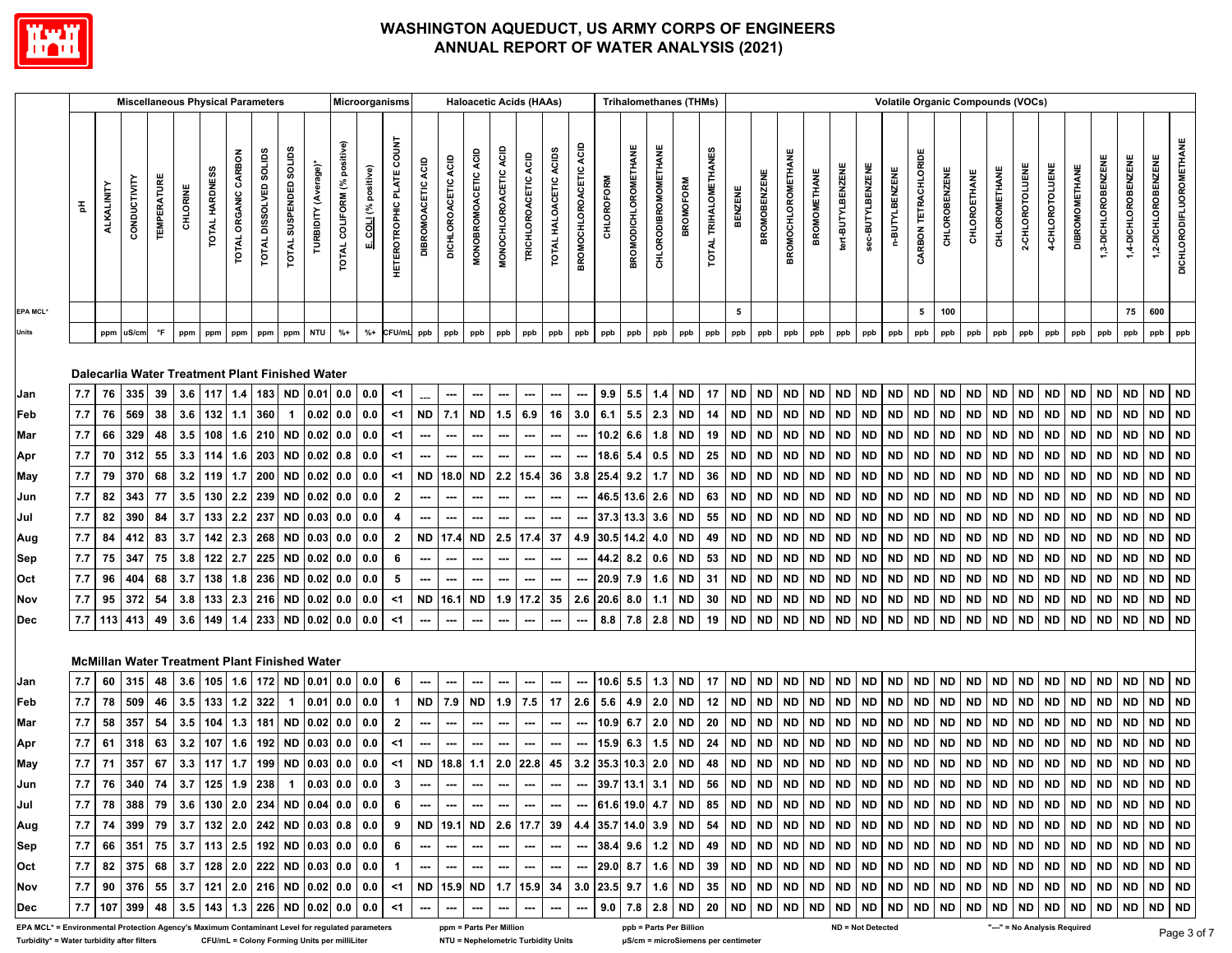# WASHINGTON AQUEDUCT, US ARMY CORPS OF ENGINEERS
## ANNUAL REPORT OF WATER ANALYSIS (2021)

| | Miscellaneous Physical Parameters | | | | | | | | | | Microorganisms | | | Haloacetic Acids (HAAs) | | | | | | | Trihalomethanes (THMs) | | | | | Volatile Organic Compounds (VOCs) | | | | | | | | | | | | | | | | | | | |
|---|---|---|---|---|---|---|---|---|---|---|---|---|---|---|---|---|---|---|---|---|---|---|---|---|---|---|---|---|---|---|---|---|---|---|---|---|---|---|---|---|---|---|---|---|
| | pH | ALKALINITY | CONDUCTIVITY | TEMPERATURE | CHLORINE | TOTAL HARDNESS | TOTAL ORGANIC CARBON | TOTAL DISSOLVED SOLIDS | TOTAL SUSPENDED SOLIDS | TURBIDITY (Average)* | TOTAL COLIFORM (% positive) | E. COLI (% positive) | HETEROTROPHIC PLATE COUNT | DIBROMOACETIC ACID | DICHLOROACETIC ACID | MONOBROMOACETIC ACID | MONOCHLOROACETIC ACID | TRICHLOROACETIC ACID | TOTAL HALOACETIC ACIDS | BROMOCHLOROACETIC ACID | CHLOROFORM | BROMODICHLOROMETHANE | CHLORODIBROMOMETHANE | BROMOFORM | TOTAL TRIHALOMETHANES | BENZENE | BROMOBENZENE | BROMOCHLOROMETHANE | BROMOMETHANE | tert-BUTYLBENZENE | sec-BUTYLBENZENE | n-BUTYLBENZENE | CARBON TETRACHLORIDE | CHLOROBENZENE | CHLOROETHANE | CHLOROMETHANE | 2-CHLOROTOLUENE | 4-CHLOROTOLUENE | DIBROMOMETHANE | 1,3-DICHLOROBENZENE | 1,4-DICHLOROBENZENE | 1,2-DICHLOROBENZENE | DICHLORODIFLUOROMETHANE |
| EPA MCL* | | | | | | | | | | | | | | | | | | | | | | | | | | 5 | | | | | | | 5 | 100 | | | | | | | 75 | 600 | |
| Units | | ppm | uS/cm | °F | ppm | ppm | ppm | ppm | ppm | NTU | %+ | %+ | CFU/mL | ppb | ppb | ppb | ppb | ppb | ppb | ppb | ppb | ppb | ppb | ppb | ppb | ppb | ppb | ppb | ppb | ppb | ppb | ppb | ppb | ppb | ppb | ppb | ppb | ppb | ppb | ppb | ppb | ppb | ppb |
| **Dalecarlia Water Treatment Plant Finished Water** | | | | | | | | | | | | | | | | | | | | | | | | | | | | | | | | | | | | | | | | | | | |
| Jan | 7.7 | 76 | 335 | 39 | 3.6 | 117 | 1.4 | 183 | ND | 0.01 | 0.0 | 0.0 | <1 | --- | --- | --- | --- | --- | --- | --- | 9.9 | 5.5 | 1.4 | ND | 17 | ND | ND | ND | ND | ND | ND | ND | ND | ND | ND | ND | ND | ND | ND | ND | ND | ND | ND |
| Feb | 7.7 | 76 | 569 | 38 | 3.6 | 132 | 1.1 | 360 | 1 | 0.02 | 0.0 | 0.0 | <1 | ND | 7.1 | ND | 1.5 | 6.9 | 16 | 3.0 | 6.1 | 5.5 | 2.3 | ND | 14 | ND | ND | ND | ND | ND | ND | ND | ND | ND | ND | ND | ND | ND | ND | ND | ND | ND | ND |
| Mar | 7.7 | 66 | 329 | 48 | 3.5 | 108 | 1.6 | 210 | ND | 0.02 | 0.0 | 0.0 | <1 | --- | --- | --- | --- | --- | --- | --- | 10.2 | 6.6 | 1.8 | ND | 19 | ND | ND | ND | ND | ND | ND | ND | ND | ND | ND | ND | ND | ND | ND | ND | ND | ND | ND |
| Apr | 7.7 | 70 | 312 | 55 | 3.3 | 114 | 1.6 | 203 | ND | 0.02 | 0.8 | 0.0 | <1 | --- | --- | --- | --- | --- | --- | --- | 18.6 | 5.4 | 0.5 | ND | 25 | ND | ND | ND | ND | ND | ND | ND | ND | ND | ND | ND | ND | ND | ND | ND | ND | ND | ND |
| May | 7.7 | 79 | 370 | 68 | 3.2 | 119 | 1.7 | 200 | ND | 0.02 | 0.0 | 0.0 | <1 | ND | 18.0 | ND | 2.2 | 15.4 | 36 | 3.8 | 25.4 | 9.2 | 1.7 | ND | 36 | ND | ND | ND | ND | ND | ND | ND | ND | ND | ND | ND | ND | ND | ND | ND | ND | ND | ND |
| Jun | 7.7 | 82 | 343 | 77 | 3.5 | 130 | 2.2 | 239 | ND | 0.02 | 0.0 | 0.0 | 2 | --- | --- | --- | --- | --- | --- | --- | 46.5 | 13.6 | 2.6 | ND | 63 | ND | ND | ND | ND | ND | ND | ND | ND | ND | ND | ND | ND | ND | ND | ND | ND | ND | ND |
| Jul | 7.7 | 82 | 390 | 84 | 3.7 | 133 | 2.2 | 237 | ND | 0.03 | 0.0 | 0.0 | 4 | --- | --- | --- | --- | --- | --- | --- | 37.3 | 13.3 | 3.6 | ND | 55 | ND | ND | ND | ND | ND | ND | ND | ND | ND | ND | ND | ND | ND | ND | ND | ND | ND | ND |
| Aug | 7.7 | 84 | 412 | 83 | 3.7 | 142 | 2.3 | 268 | ND | 0.03 | 0.0 | 0.0 | 2 | ND | 17.4 | ND | 2.5 | 17.4 | 37 | 4.9 | 30.5 | 14.2 | 4.0 | ND | 49 | ND | ND | ND | ND | ND | ND | ND | ND | ND | ND | ND | ND | ND | ND | ND | ND | ND | ND |
| Sep | 7.7 | 75 | 347 | 75 | 3.8 | 122 | 2.7 | 225 | ND | 0.02 | 0.0 | 0.0 | 6 | --- | --- | --- | --- | --- | --- | --- | 44.2 | 8.2 | 0.6 | ND | 53 | ND | ND | ND | ND | ND | ND | ND | ND | ND | ND | ND | ND | ND | ND | ND | ND | ND | ND |
| Oct | 7.7 | 96 | 404 | 68 | 3.7 | 138 | 1.8 | 236 | ND | 0.02 | 0.0 | 0.0 | 5 | --- | --- | --- | --- | --- | --- | --- | 20.9 | 7.9 | 1.6 | ND | 31 | ND | ND | ND | ND | ND | ND | ND | ND | ND | ND | ND | ND | ND | ND | ND | ND | ND | ND |
| Nov | 7.7 | 95 | 372 | 54 | 3.8 | 133 | 2.3 | 216 | ND | 0.02 | 0.0 | 0.0 | <1 | ND | 16.1 | ND | 1.9 | 17.2 | 35 | 2.6 | 20.6 | 8.0 | 1.1 | ND | 30 | ND | ND | ND | ND | ND | ND | ND | ND | ND | ND | ND | ND | ND | ND | ND | ND | ND | ND |
| Dec | 7.7 | 113 | 413 | 49 | 3.6 | 149 | 1.4 | 233 | ND | 0.02 | 0.0 | 0.0 | <1 | --- | --- | --- | --- | --- | --- | --- | 8.8 | 7.8 | 2.8 | ND | 19 | ND | ND | ND | ND | ND | ND | ND | ND | ND | ND | ND | ND | ND | ND | ND | ND | ND | ND |
| **McMillan Water Treatment Plant Finished Water** | | | | | | | | | | | | | | | | | | | | | | | | | | | | | | | | | | | | | | | | | | | |
| Jan | 7.7 | 60 | 315 | 48 | 3.6 | 105 | 1.6 | 172 | ND | 0.01 | 0.0 | 0.0 | 6 | --- | --- | --- | --- | --- | --- | --- | 10.6 | 5.5 | 1.3 | ND | 17 | ND | ND | ND | ND | ND | ND | ND | ND | ND | ND | ND | ND | ND | ND | ND | ND | ND | ND |
| Feb | 7.7 | 78 | 509 | 46 | 3.5 | 133 | 1.2 | 322 | 1 | 0.01 | 0.0 | 0.0 | 1 | ND | 7.9 | ND | 1.9 | 7.5 | 17 | 2.6 | 5.6 | 4.9 | 2.0 | ND | 12 | ND | ND | ND | ND | ND | ND | ND | ND | ND | ND | ND | ND | ND | ND | ND | ND | ND | ND |
| Mar | 7.7 | 58 | 357 | 54 | 3.5 | 104 | 1.3 | 181 | ND | 0.02 | 0.0 | 0.0 | 2 | --- | --- | --- | --- | --- | --- | --- | 10.9 | 6.7 | 2.0 | ND | 20 | ND | ND | ND | ND | ND | ND | ND | ND | ND | ND | ND | ND | ND | ND | ND | ND | ND | ND |
| Apr | 7.7 | 61 | 318 | 63 | 3.2 | 107 | 1.6 | 192 | ND | 0.03 | 0.0 | 0.0 | <1 | --- | --- | --- | --- | --- | --- | --- | 15.9 | 6.3 | 1.5 | ND | 24 | ND | ND | ND | ND | ND | ND | ND | ND | ND | ND | ND | ND | ND | ND | ND | ND | ND | ND |
| May | 7.7 | 71 | 357 | 67 | 3.3 | 117 | 1.7 | 199 | ND | 0.03 | 0.0 | 0.0 | <1 | ND | 18.8 | 1.1 | 2.0 | 22.8 | 45 | 3.2 | 35.3 | 10.3 | 2.0 | ND | 48 | ND | ND | ND | ND | ND | ND | ND | ND | ND | ND | ND | ND | ND | ND | ND | ND | ND | ND |
| Jun | 7.7 | 76 | 340 | 74 | 3.7 | 125 | 1.9 | 238 | 1 | 0.03 | 0.0 | 0.0 | 3 | --- | --- | --- | --- | --- | --- | --- | 39.7 | 13.1 | 3.1 | ND | 56 | ND | ND | ND | ND | ND | ND | ND | ND | ND | ND | ND | ND | ND | ND | ND | ND | ND | ND |
| Jul | 7.7 | 78 | 388 | 79 | 3.6 | 130 | 2.0 | 234 | ND | 0.04 | 0.0 | 0.0 | 6 | --- | --- | --- | --- | --- | --- | --- | 61.6 | 19.0 | 4.7 | ND | 85 | ND | ND | ND | ND | ND | ND | ND | ND | ND | ND | ND | ND | ND | ND | ND | ND | ND | ND |
| Aug | 7.7 | 74 | 399 | 79 | 3.7 | 132 | 2.0 | 242 | ND | 0.03 | 0.8 | 0.0 | 9 | ND | 19.1 | ND | 2.6 | 17.7 | 39 | 4.4 | 35.7 | 14.0 | 3.9 | ND | 54 | ND | ND | ND | ND | ND | ND | ND | ND | ND | ND | ND | ND | ND | ND | ND | ND | ND | ND |
| Sep | 7.7 | 66 | 351 | 75 | 3.7 | 113 | 2.5 | 192 | ND | 0.03 | 0.0 | 0.0 | 6 | --- | --- | --- | --- | --- | --- | --- | 38.4 | 9.6 | 1.2 | ND | 49 | ND | ND | ND | ND | ND | ND | ND | ND | ND | ND | ND | ND | ND | ND | ND | ND | ND | ND |
| Oct | 7.7 | 82 | 375 | 68 | 3.7 | 128 | 2.0 | 222 | ND | 0.03 | 0.0 | 0.0 | 1 | --- | --- | --- | --- | --- | --- | --- | 29.0 | 8.7 | 1.6 | ND | 39 | ND | ND | ND | ND | ND | ND | ND | ND | ND | ND | ND | ND | ND | ND | ND | ND | ND | ND |
| Nov | 7.7 | 90 | 376 | 55 | 3.7 | 121 | 2.0 | 216 | ND | 0.02 | 0.0 | 0.0 | <1 | ND | 15.9 | ND | 1.7 | 15.9 | 34 | 3.0 | 23.5 | 9.7 | 1.6 | ND | 35 | ND | ND | ND | ND | ND | ND | ND | ND | ND | ND | ND | ND | ND | ND | ND | ND | ND | ND |
| Dec | 7.7 | 107 | 399 | 48 | 3.5 | 143 | 1.3 | 226 | ND | 0.02 | 0.0 | 0.0 | <1 | --- | --- | --- | --- | --- | --- | --- | 9.0 | 7.8 | 2.8 | ND | 20 | ND | ND | ND | ND | ND | ND | ND | ND | ND | ND | ND | ND | ND | ND | ND | ND | ND | ND |

EPA MCL* = Environmental Protection Agency's Maximum Contaminant Level for regulated parameters
Turbidity* = Water turbidity after filters
CFU/mL = Colony Forming Units per milliLiter
ppm = Parts Per Million
NTU = Nephelometric Turbidity Units
ppb = Parts Per Billion
µS/cm = microSiemens per centimeter
ND = Not Detected
"---" = No Analysis Required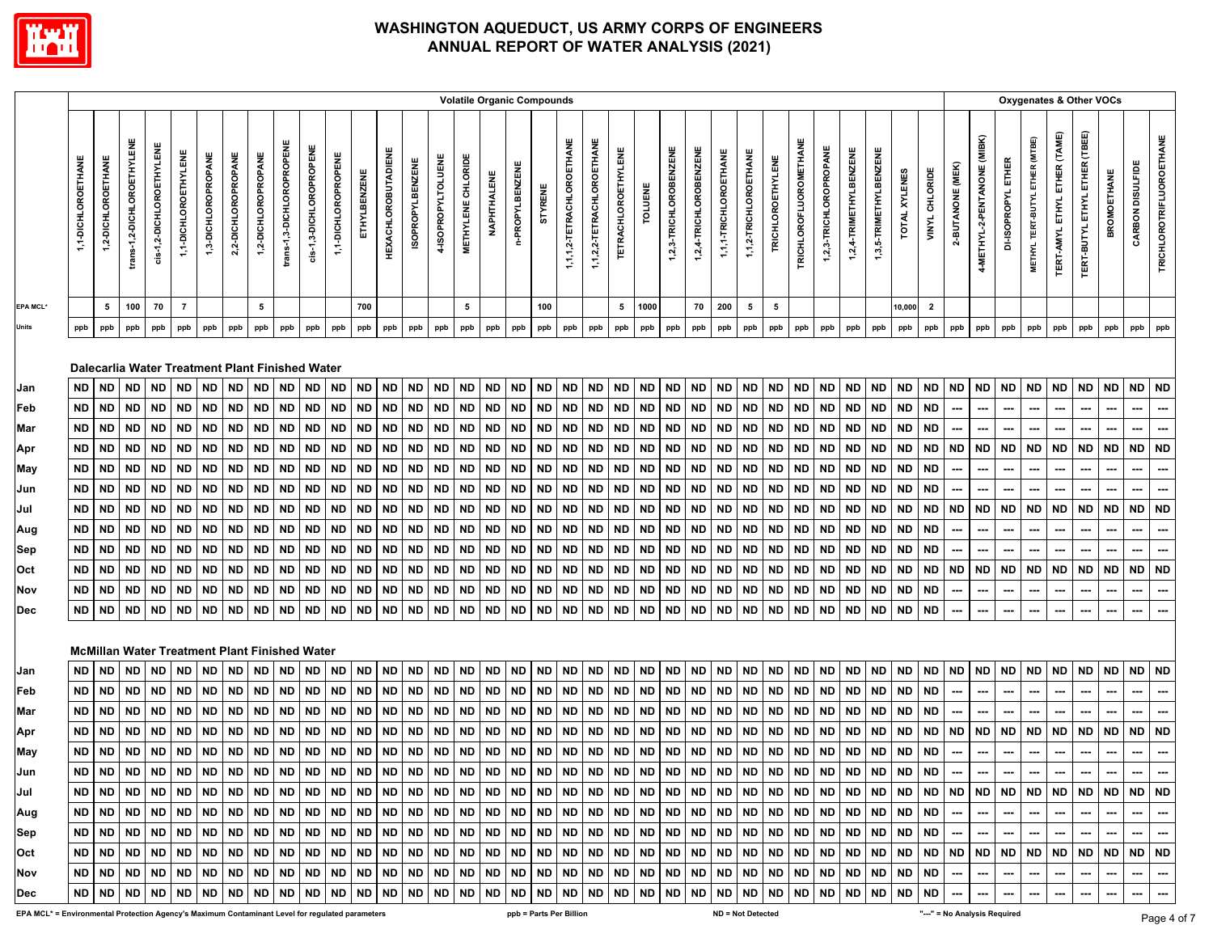# WASHINGTON AQUEDUCT, US ARMY CORPS OF ENGINEERS
## ANNUAL REPORT OF WATER ANALYSIS (2021)

| | Volatile Organic Compounds | | | | | | | | | | | | | | | | | | | | | | | | | | | | | | | | | | Oxygenates & Other VOCs | | | | | | | | |
|---|---|---|---|---|---|---|---|---|---|---|---|---|---|---|---|---|---|---|---|---|---|---|---|---|---|---|---|---|---|---|---|---|---|---|---|---|---|---|---|---|---|---|
| | 1,1-DICHLOROETHANE | 1,2-DICHLOROETHANE | trans-1,2-DICHLOROETHYLENE | cis-1,2-DICHLOROETHYLENE | 1,1-DICHLOROETHYLENE | 1,3-DICHLOROPROPANE | 2,2-DICHLOROPROPANE | 1,2-DICHLOROPROPANE | trans-1,3-DICHLOROPROPENE | cis-1,3-DICHLOROPROPENE | 1,1-DICHLOROPROPENE | ETHYLBENZENE | HEXACHLOROBUTADIENE | ISOPROPYLBENZENE | 4-ISOPROPYLTOLUENE | METHYLENE CHLORIDE | NAPHTHALENE | n-PROPYLBENZENE | STYRENE | 1,1,1,2-TETRACHLOROETHANE | 1,1,2,2-TETRACHLOROETHANE | TETRACHLOROETHYLENE | TOLUENE | 1,2,3-TRICHLOROBENZENE | 1,2,4-TRICHLOROBENZENE | 1,1,1-TRICHLOROETHANE | 1,1,2-TRICHLOROETHANE | TRICHLOROETHYLENE | TRICHLOROFLUOROMETHANE | 1,2,3-TRICHLOROPROPANE | 1,2,4-TRIMETHYLBENZENE | 1,3,5-TRIMETHYLBENZENE | TOTAL XYLENES | VINYL CHLORIDE | 2-BUTANONE (MEK) | 4-METHYL-2-PENTANONE (MIBK) | DI-ISOPROPYL ETHER | METHYL TERT-BUTYL ETHER (MTBE) | TERT-AMYL ETHYL ETHER (TAME) | TERT-BUTYL ETHYL ETHER (TBEE) | BROMOETHANE | CARBON DISULFIDE | TRICHLOROTRIFLUOROETHANE |
| EPA MCL* | | 5 | 100 | 70 | 7 | | | 5 | | | | 700 | | | | 5 | | | 100 | | | 5 | 1000 | | 70 | 200 | 5 | 5 | | | | | 10,000 | 2 | | | | | | | | | |
| Units | ppb | ppb | ppb | ppb | ppb | ppb | ppb | ppb | ppb | ppb | ppb | ppb | ppb | ppb | ppb | ppb | ppb | ppb | ppb | ppb | ppb | ppb | ppb | ppb | ppb | ppb | ppb | ppb | ppb | ppb | ppb | ppb | ppb | ppb | ppb | ppb | ppb | ppb | ppb | ppb | ppb | ppb | ppb |
| **Dalecarlia Water Treatment Plant Finished Water** | | | | | | | | | | | | | | | | | | | | | | | | | | | | | | | | | | | | | | | | | | | |
| Jan | ND | ND | ND | ND | ND | ND | ND | ND | ND | ND | ND | ND | ND | ND | ND | ND | ND | ND | ND | ND | ND | ND | ND | ND | ND | ND | ND | ND | ND | ND | ND | ND | ND | ND | ND | ND | ND | ND | ND | ND | ND | ND | ND |
| Feb | ND | ND | ND | ND | ND | ND | ND | ND | ND | ND | ND | ND | ND | ND | ND | ND | ND | ND | ND | ND | ND | ND | ND | ND | ND | ND | ND | ND | ND | ND | ND | ND | ND | ND | --- | --- | --- | --- | --- | --- | --- | --- | --- |
| Mar | ND | ND | ND | ND | ND | ND | ND | ND | ND | ND | ND | ND | ND | ND | ND | ND | ND | ND | ND | ND | ND | ND | ND | ND | ND | ND | ND | ND | ND | ND | ND | ND | ND | ND | --- | --- | --- | --- | --- | --- | --- | --- | --- |
| Apr | ND | ND | ND | ND | ND | ND | ND | ND | ND | ND | ND | ND | ND | ND | ND | ND | ND | ND | ND | ND | ND | ND | ND | ND | ND | ND | ND | ND | ND | ND | ND | ND | ND | ND | ND | ND | ND | ND | ND | ND | ND | ND | ND |
| May | ND | ND | ND | ND | ND | ND | ND | ND | ND | ND | ND | ND | ND | ND | ND | ND | ND | ND | ND | ND | ND | ND | ND | ND | ND | ND | ND | ND | ND | ND | ND | ND | ND | ND | --- | --- | --- | --- | --- | --- | --- | --- | --- |
| Jun | ND | ND | ND | ND | ND | ND | ND | ND | ND | ND | ND | ND | ND | ND | ND | ND | ND | ND | ND | ND | ND | ND | ND | ND | ND | ND | ND | ND | ND | ND | ND | ND | ND | ND | --- | --- | --- | --- | --- | --- | --- | --- | --- |
| Jul | ND | ND | ND | ND | ND | ND | ND | ND | ND | ND | ND | ND | ND | ND | ND | ND | ND | ND | ND | ND | ND | ND | ND | ND | ND | ND | ND | ND | ND | ND | ND | ND | ND | ND | ND | ND | ND | ND | ND | ND | ND | ND | ND |
| Aug | ND | ND | ND | ND | ND | ND | ND | ND | ND | ND | ND | ND | ND | ND | ND | ND | ND | ND | ND | ND | ND | ND | ND | ND | ND | ND | ND | ND | ND | ND | ND | ND | ND | ND | --- | --- | --- | --- | --- | --- | --- | --- | --- |
| Sep | ND | ND | ND | ND | ND | ND | ND | ND | ND | ND | ND | ND | ND | ND | ND | ND | ND | ND | ND | ND | ND | ND | ND | ND | ND | ND | ND | ND | ND | ND | ND | ND | ND | ND | --- | --- | --- | --- | --- | --- | --- | --- | --- |
| Oct | ND | ND | ND | ND | ND | ND | ND | ND | ND | ND | ND | ND | ND | ND | ND | ND | ND | ND | ND | ND | ND | ND | ND | ND | ND | ND | ND | ND | ND | ND | ND | ND | ND | ND | ND | ND | ND | ND | ND | ND | ND | ND | ND |
| Nov | ND | ND | ND | ND | ND | ND | ND | ND | ND | ND | ND | ND | ND | ND | ND | ND | ND | ND | ND | ND | ND | ND | ND | ND | ND | ND | ND | ND | ND | ND | ND | ND | ND | ND | --- | --- | --- | --- | --- | --- | --- | --- | --- |
| Dec | ND | ND | ND | ND | ND | ND | ND | ND | ND | ND | ND | ND | ND | ND | ND | ND | ND | ND | ND | ND | ND | ND | ND | ND | ND | ND | ND | ND | ND | ND | ND | ND | ND | ND | --- | --- | --- | --- | --- | --- | --- | --- | --- |
| **McMillan Water Treatment Plant Finished Water** | | | | | | | | | | | | | | | | | | | | | | | | | | | | | | | | | | | | | | | | | | | |
| Jan | ND | ND | ND | ND | ND | ND | ND | ND | ND | ND | ND | ND | ND | ND | ND | ND | ND | ND | ND | ND | ND | ND | ND | ND | ND | ND | ND | ND | ND | ND | ND | ND | ND | ND | ND | ND | ND | ND | ND | ND | ND | ND | ND |
| Feb | ND | ND | ND | ND | ND | ND | ND | ND | ND | ND | ND | ND | ND | ND | ND | ND | ND | ND | ND | ND | ND | ND | ND | ND | ND | ND | ND | ND | ND | ND | ND | ND | ND | ND | --- | --- | --- | --- | --- | --- | --- | --- | --- |
| Mar | ND | ND | ND | ND | ND | ND | ND | ND | ND | ND | ND | ND | ND | ND | ND | ND | ND | ND | ND | ND | ND | ND | ND | ND | ND | ND | ND | ND | ND | ND | ND | ND | ND | ND | --- | --- | --- | --- | --- | --- | --- | --- | --- |
| Apr | ND | ND | ND | ND | ND | ND | ND | ND | ND | ND | ND | ND | ND | ND | ND | ND | ND | ND | ND | ND | ND | ND | ND | ND | ND | ND | ND | ND | ND | ND | ND | ND | ND | ND | ND | ND | ND | ND | ND | ND | ND | ND | ND |
| May | ND | ND | ND | ND | ND | ND | ND | ND | ND | ND | ND | ND | ND | ND | ND | ND | ND | ND | ND | ND | ND | ND | ND | ND | ND | ND | ND | ND | ND | ND | ND | ND | ND | ND | --- | --- | --- | --- | --- | --- | --- | --- | --- |
| Jun | ND | ND | ND | ND | ND | ND | ND | ND | ND | ND | ND | ND | ND | ND | ND | ND | ND | ND | ND | ND | ND | ND | ND | ND | ND | ND | ND | ND | ND | ND | ND | ND | ND | ND | --- | --- | --- | --- | --- | --- | --- | --- | --- |
| Jul | ND | ND | ND | ND | ND | ND | ND | ND | ND | ND | ND | ND | ND | ND | ND | ND | ND | ND | ND | ND | ND | ND | ND | ND | ND | ND | ND | ND | ND | ND | ND | ND | ND | ND | ND | ND | ND | ND | ND | ND | ND | ND | ND |
| Aug | ND | ND | ND | ND | ND | ND | ND | ND | ND | ND | ND | ND | ND | ND | ND | ND | ND | ND | ND | ND | ND | ND | ND | ND | ND | ND | ND | ND | ND | ND | ND | ND | ND | ND | --- | --- | --- | --- | --- | --- | --- | --- | --- |
| Sep | ND | ND | ND | ND | ND | ND | ND | ND | ND | ND | ND | ND | ND | ND | ND | ND | ND | ND | ND | ND | ND | ND | ND | ND | ND | ND | ND | ND | ND | ND | ND | ND | ND | ND | --- | --- | --- | --- | --- | --- | --- | --- | --- |
| Oct | ND | ND | ND | ND | ND | ND | ND | ND | ND | ND | ND | ND | ND | ND | ND | ND | ND | ND | ND | ND | ND | ND | ND | ND | ND | ND | ND | ND | ND | ND | ND | ND | ND | ND | ND | ND | ND | ND | ND | ND | ND | ND | ND |
| Nov | ND | ND | ND | ND | ND | ND | ND | ND | ND | ND | ND | ND | ND | ND | ND | ND | ND | ND | ND | ND | ND | ND | ND | ND | ND | ND | ND | ND | ND | ND | ND | ND | ND | ND | --- | --- | --- | --- | --- | --- | --- | --- | --- |
| Dec | ND | ND | ND | ND | ND | ND | ND | ND | ND | ND | ND | ND | ND | ND | ND | ND | ND | ND | ND | ND | ND | ND | ND | ND | ND | ND | ND | ND | ND | ND | ND | ND | ND | ND | --- | --- | --- | --- | --- | --- | --- | --- | --- |

EPA MCL* = Environmental Protection Agency's Maximum Contaminant Level for regulated parameters    ppb = Parts Per Billion    ND = Not Detected    "---" = No Analysis Required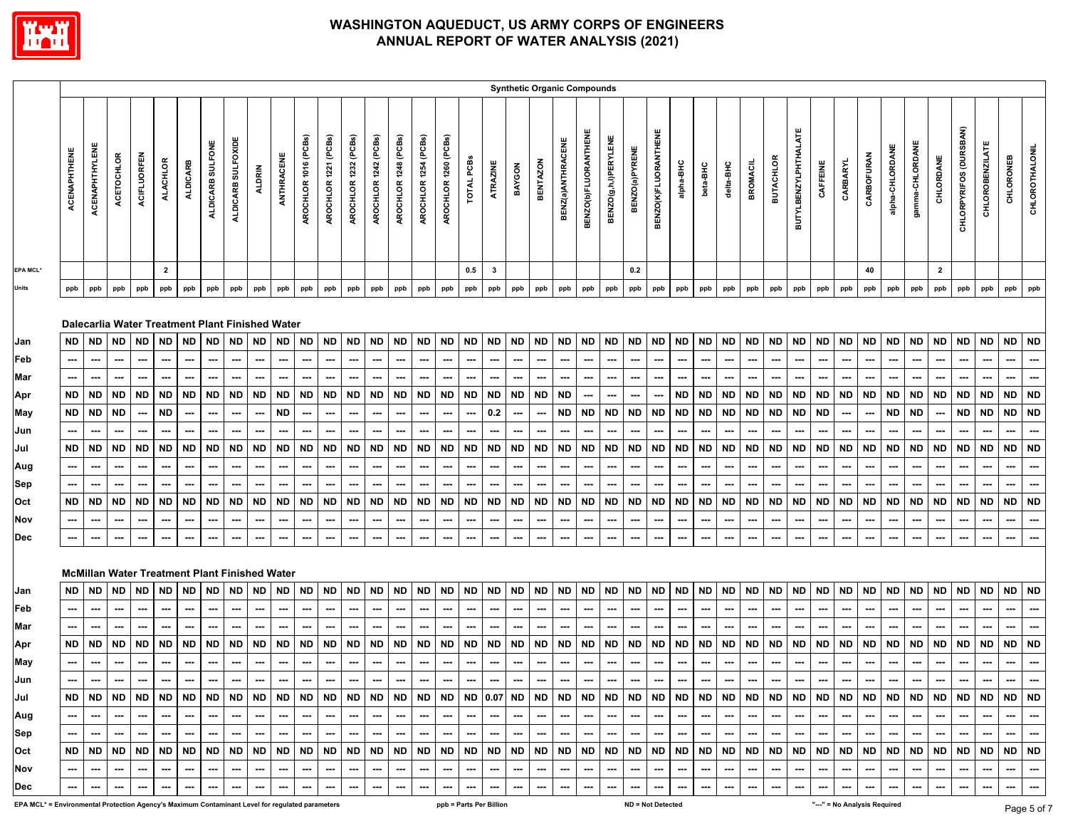# WASHINGTON AQUEDUCT, US ARMY CORPS OF ENGINEERS
# ANNUAL REPORT OF WATER ANALYSIS (2021)

| | Synthetic Organic Compounds | | | | | | | | | | | | | | | | | | | | | | | | | | | | | | | | | | | | | | | | | |
|---|---|---|---|---|---|---|---|---|---|---|---|---|---|---|---|---|---|---|---|---|---|---|---|---|---|---|---|---|---|---|---|---|---|---|---|---|---|---|---|---|---|---|
| | ACENAPHTHENE | ACENAPHTHYLENE | ACETOCHLOR | ACIFLUORFEN | ALACHLOR | ALDICARB | ALDICARB SULFONE | ALDICARB SULFOXIDE | ALDRIN | ANTHRACENE | AROCHLOR 1016 (PCBs) | AROCHLOR 1221 (PCBs) | AROCHLOR 1232 (PCBs) | AROCHLOR 1242 (PCBs) | AROCHLOR 1248 (PCBs) | AROCHLOR 1254 (PCBs) | AROCHLOR 1260 (PCBs) | TOTAL PCBs | ATRAZINE | BAYGON | BENTAZON | BENZ(a)ANTHRACENE | BENZO(b)FLUORANTHENE | BENZO(g,h,i)PERYLENE | BENZO(a)PYRENE | BENZO(K)FLUORANTHENE | alpha-BHC | beta-BHC | delta-BHC | BROMACIL | BUTACHLOR | BUTYLBENZYLPHTHALATE | CAFFEINE | CARBARYL | CARBOFURAN | alpha-CHLORDANE | gamma-CHLORDANE | CHLORDANE | CHLORPYRIFOS (DURSBAN) | CHLOROBENZILATE | CHLORONEB | CHLOROTHALONIL |
| EPA MCL* | | | | | 2 | | | | | | | | | | | | | 0.5 | 3 | | | | | | 0.2 | | | | | | | | | | 40 | | | 2 | | | | |
| Units | ppb | ppb | ppb | ppb | ppb | ppb | ppb | ppb | ppb | ppb | ppb | ppb | ppb | ppb | ppb | ppb | ppb | ppb | ppb | ppb | ppb | ppb | ppb | ppb | ppb | ppb | ppb | ppb | ppb | ppb | ppb | ppb | ppb | ppb | ppb | ppb | ppb | ppb | ppb | ppb | ppb | ppb |
| **Dalecarlia Water Treatment Plant Finished Water** | | | | | | | | | | | | | | | | | | | | | | | | | | | | | | | | | | | | | | | | | | |
| Jan | ND | ND | ND | ND | ND | ND | ND | ND | ND | ND | ND | ND | ND | ND | ND | ND | ND | ND | ND | ND | ND | ND | ND | ND | ND | ND | ND | ND | ND | ND | ND | ND | ND | ND | ND | ND | ND | ND | ND | ND | ND | ND |
| Feb | --- | --- | --- | --- | --- | --- | --- | --- | --- | --- | --- | --- | --- | --- | --- | --- | --- | --- | --- | --- | --- | --- | --- | --- | --- | --- | --- | --- | --- | --- | --- | --- | --- | --- | --- | --- | --- | --- | --- | --- | --- | --- |
| Mar | --- | --- | --- | --- | --- | --- | --- | --- | --- | --- | --- | --- | --- | --- | --- | --- | --- | --- | --- | --- | --- | --- | --- | --- | --- | --- | --- | --- | --- | --- | --- | --- | --- | --- | --- | --- | --- | --- | --- | --- | --- | --- |
| Apr | ND | ND | ND | ND | ND | ND | ND | ND | ND | ND | ND | ND | ND | ND | ND | ND | ND | ND | ND | ND | ND | ND | --- | --- | --- | --- | ND | ND | ND | ND | ND | ND | ND | ND | ND | ND | ND | ND | ND | ND | ND | ND |
| May | ND | ND | ND | --- | ND | --- | --- | --- | --- | ND | --- | --- | --- | --- | --- | --- | --- | --- | 0.2 | --- | --- | ND | ND | ND | ND | ND | ND | ND | ND | ND | ND | ND | ND | --- | --- | ND | ND | --- | ND | ND | ND | ND |
| Jun | --- | --- | --- | --- | --- | --- | --- | --- | --- | --- | --- | --- | --- | --- | --- | --- | --- | --- | --- | --- | --- | --- | --- | --- | --- | --- | --- | --- | --- | --- | --- | --- | --- | --- | --- | --- | --- | --- | --- | --- | --- | --- |
| Jul | ND | ND | ND | ND | ND | ND | ND | ND | ND | ND | ND | ND | ND | ND | ND | ND | ND | ND | ND | ND | ND | ND | ND | ND | ND | ND | ND | ND | ND | ND | ND | ND | ND | ND | ND | ND | ND | ND | ND | ND | ND | ND |
| Aug | --- | --- | --- | --- | --- | --- | --- | --- | --- | --- | --- | --- | --- | --- | --- | --- | --- | --- | --- | --- | --- | --- | --- | --- | --- | --- | --- | --- | --- | --- | --- | --- | --- | --- | --- | --- | --- | --- | --- | --- | --- | --- |
| Sep | --- | --- | --- | --- | --- | --- | --- | --- | --- | --- | --- | --- | --- | --- | --- | --- | --- | --- | --- | --- | --- | --- | --- | --- | --- | --- | --- | --- | --- | --- | --- | --- | --- | --- | --- | --- | --- | --- | --- | --- | --- | --- |
| Oct | ND | ND | ND | ND | ND | ND | ND | ND | ND | ND | ND | ND | ND | ND | ND | ND | ND | ND | ND | ND | ND | ND | ND | ND | ND | ND | ND | ND | ND | ND | ND | ND | ND | ND | ND | ND | ND | ND | ND | ND | ND | ND |
| Nov | --- | --- | --- | --- | --- | --- | --- | --- | --- | --- | --- | --- | --- | --- | --- | --- | --- | --- | --- | --- | --- | --- | --- | --- | --- | --- | --- | --- | --- | --- | --- | --- | --- | --- | --- | --- | --- | --- | --- | --- | --- | --- |
| Dec | --- | --- | --- | --- | --- | --- | --- | --- | --- | --- | --- | --- | --- | --- | --- | --- | --- | --- | --- | --- | --- | --- | --- | --- | --- | --- | --- | --- | --- | --- | --- | --- | --- | --- | --- | --- | --- | --- | --- | --- | --- | --- |
| **McMillan Water Treatment Plant Finished Water** | | | | | | | | | | | | | | | | | | | | | | | | | | | | | | | | | | | | | | | | | | |
| Jan | ND | ND | ND | ND | ND | ND | ND | ND | ND | ND | ND | ND | ND | ND | ND | ND | ND | ND | ND | ND | ND | ND | ND | ND | ND | ND | ND | ND | ND | ND | ND | ND | ND | ND | ND | ND | ND | ND | ND | ND | ND | ND |
| Feb | --- | --- | --- | --- | --- | --- | --- | --- | --- | --- | --- | --- | --- | --- | --- | --- | --- | --- | --- | --- | --- | --- | --- | --- | --- | --- | --- | --- | --- | --- | --- | --- | --- | --- | --- | --- | --- | --- | --- | --- | --- | --- |
| Mar | --- | --- | --- | --- | --- | --- | --- | --- | --- | --- | --- | --- | --- | --- | --- | --- | --- | --- | --- | --- | --- | --- | --- | --- | --- | --- | --- | --- | --- | --- | --- | --- | --- | --- | --- | --- | --- | --- | --- | --- | --- | --- |
| Apr | ND | ND | ND | ND | ND | ND | ND | ND | ND | ND | ND | ND | ND | ND | ND | ND | ND | ND | ND | ND | ND | ND | ND | ND | ND | ND | ND | ND | ND | ND | ND | ND | ND | ND | ND | ND | ND | ND | ND | ND | ND | ND |
| May | --- | --- | --- | --- | --- | --- | --- | --- | --- | --- | --- | --- | --- | --- | --- | --- | --- | --- | --- | --- | --- | --- | --- | --- | --- | --- | --- | --- | --- | --- | --- | --- | --- | --- | --- | --- | --- | --- | --- | --- | --- | --- |
| Jun | --- | --- | --- | --- | --- | --- | --- | --- | --- | --- | --- | --- | --- | --- | --- | --- | --- | --- | --- | --- | --- | --- | --- | --- | --- | --- | --- | --- | --- | --- | --- | --- | --- | --- | --- | --- | --- | --- | --- | --- | --- | --- |
| Jul | ND | ND | ND | ND | ND | ND | ND | ND | ND | ND | ND | ND | ND | ND | ND | ND | ND | ND | 0.07 | ND | ND | ND | ND | ND | ND | ND | ND | ND | ND | ND | ND | ND | ND | ND | ND | ND | ND | ND | ND | ND | ND | ND |
| Aug | --- | --- | --- | --- | --- | --- | --- | --- | --- | --- | --- | --- | --- | --- | --- | --- | --- | --- | --- | --- | --- | --- | --- | --- | --- | --- | --- | --- | --- | --- | --- | --- | --- | --- | --- | --- | --- | --- | --- | --- | --- | --- |
| Sep | --- | --- | --- | --- | --- | --- | --- | --- | --- | --- | --- | --- | --- | --- | --- | --- | --- | --- | --- | --- | --- | --- | --- | --- | --- | --- | --- | --- | --- | --- | --- | --- | --- | --- | --- | --- | --- | --- | --- | --- | --- | --- |
| Oct | ND | ND | ND | ND | ND | ND | ND | ND | ND | ND | ND | ND | ND | ND | ND | ND | ND | ND | ND | ND | ND | ND | ND | ND | ND | ND | ND | ND | ND | ND | ND | ND | ND | ND | ND | ND | ND | ND | ND | ND | ND | ND |
| Nov | --- | --- | --- | --- | --- | --- | --- | --- | --- | --- | --- | --- | --- | --- | --- | --- | --- | --- | --- | --- | --- | --- | --- | --- | --- | --- | --- | --- | --- | --- | --- | --- | --- | --- | --- | --- | --- | --- | --- | --- | --- | --- |
| Dec | --- | --- | --- | --- | --- | --- | --- | --- | --- | --- | --- | --- | --- | --- | --- | --- | --- | --- | --- | --- | --- | --- | --- | --- | --- | --- | --- | --- | --- | --- | --- | --- | --- | --- | --- | --- | --- | --- | --- | --- | --- | --- |

EPA MCL* = Environmental Protection Agency's Maximum Contaminant Level for regulated parameters    ppb = Parts Per Billion    ND = Not Detected    "---" = No Analysis Required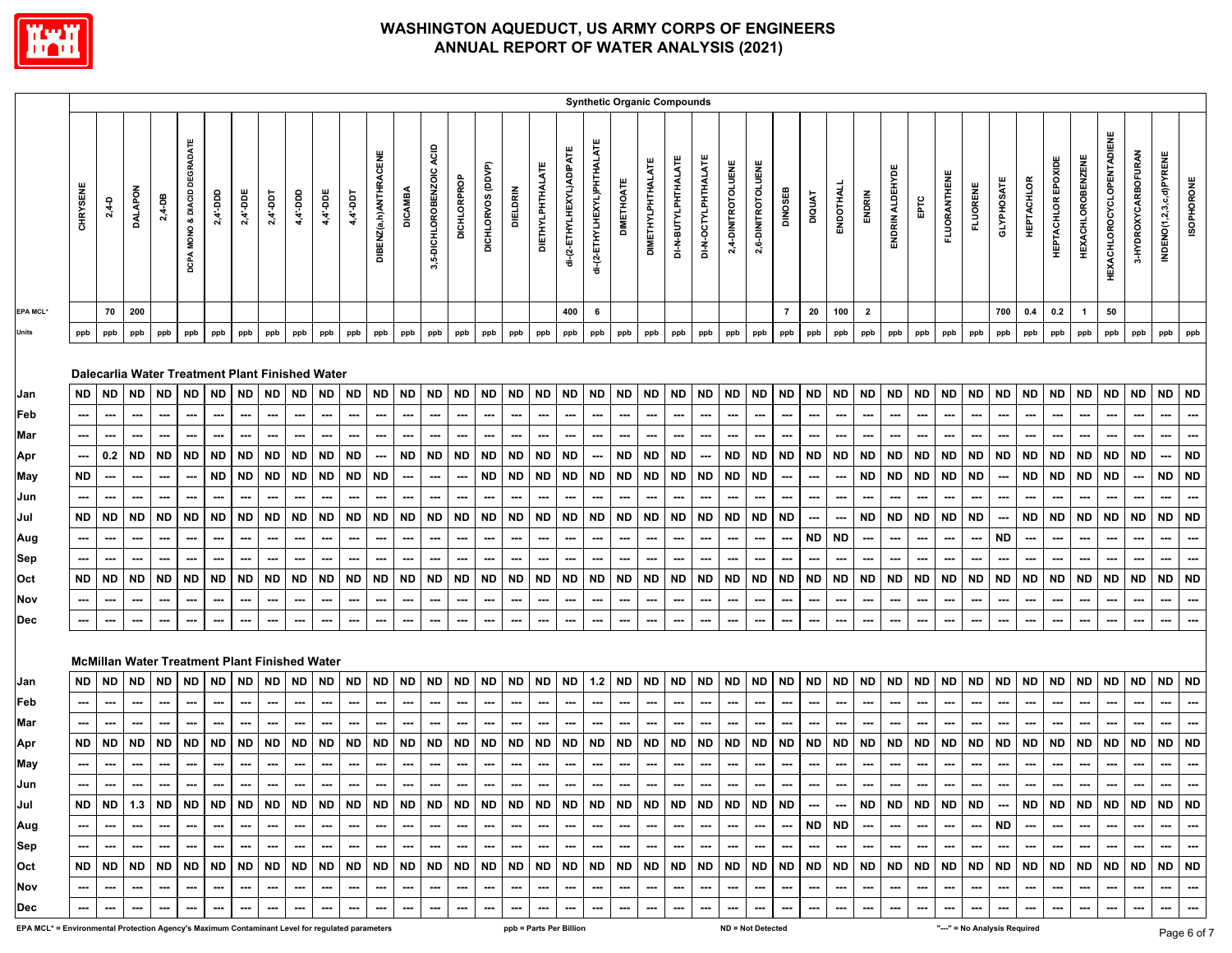# WASHINGTON AQUEDUCT, US ARMY CORPS OF ENGINEERS
# ANNUAL REPORT OF WATER ANALYSIS (2021)

## Synthetic Organic Compounds

| | CHRYSENE | 2,4-D | DALAPON | 2,4-DB | DCPA MONO & DIACID DEGRADATE | 2,4'-DDD | 2,4'-DDE | 2,4'-DDT | 4,4'-DDD | 4,4'-DDE | 4,4'-DDT | DIBENZ(a,h)ANTHRACENE | DICAMBA | 3,5-DICHLOROBENZOIC ACID | DICHLORPROP | DICHLORVOS (DDVP) | DIELDRIN | DIETHYLPHTHALATE | di-(2-ETHYLHEXYL)ADIPATE | di-(2-ETHYLHEXYL)PHTHALATE | DIMETHOATE | DIMETHYLPHTHALATE | DI-N-BUTYLPHTHALATE | DI-N-OCTYLPHTHALATE | 2,4-DINITROTOLUENE | 2,6-DINITROTOLUENE | DINOSEB | DIQUAT | ENDOTHALL | ENDRIN | ENDRIN ALDEHYDE | EPTC | FLUORANTHENE | FLUORENE | GLYPHOSATE | HEPTACHLOR | HEPTACHLOR EPOXIDE | HEXACHLOROBENZENE | HEXACHLOROCYCLOPENTADIENE | 3-HYDROXYCARBOFURAN | INDENO(1,2,3,c,d)PYRENE | ISOPHORONE |
|---|---|---|---|---|---|---|---|---|---|---|---|---|---|---|---|---|---|---|---|---|---|---|---|---|---|---|---|---|---|---|---|---|---|---|---|---|---|---|---|---|---|---|
| EPA MCL* | | 70 | 200 | | | | | | | | | | | | | | | | 400 | 6 | | | | | | | 7 | 20 | 100 | 2 | | | | | 700 | 0.4 | 0.2 | 1 | 50 | | | |
| Units | ppb | ppb | ppb | ppb | ppb | ppb | ppb | ppb | ppb | ppb | ppb | ppb | ppb | ppb | ppb | ppb | ppb | ppb | ppb | ppb | ppb | ppb | ppb | ppb | ppb | ppb | ppb | ppb | ppb | ppb | ppb | ppb | ppb | ppb | ppb | ppb | ppb | ppb | ppb | ppb | ppb | ppb |
| **Dalecarlia Water Treatment Plant Finished Water** | | | | | | | | | | | | | | | | | | | | | | | | | | | | | | | | | | | | | | | | | | |
| Jan | ND | ND | ND | ND | ND | ND | ND | ND | ND | ND | ND | ND | ND | ND | ND | ND | ND | ND | ND | ND | ND | ND | ND | ND | ND | ND | ND | ND | ND | ND | ND | ND | ND | ND | ND | ND | ND | ND | ND | ND | ND | ND |
| Feb | --- | --- | --- | --- | --- | --- | --- | --- | --- | --- | --- | --- | --- | --- | --- | --- | --- | --- | --- | --- | --- | --- | --- | --- | --- | --- | --- | --- | --- | --- | --- | --- | --- | --- | --- | --- | --- | --- | --- | --- | --- | --- |
| Mar | --- | --- | --- | --- | --- | --- | --- | --- | --- | --- | --- | --- | --- | --- | --- | --- | --- | --- | --- | --- | --- | --- | --- | --- | --- | --- | --- | --- | --- | --- | --- | --- | --- | --- | --- | --- | --- | --- | --- | --- | --- | --- |
| Apr | --- | 0.2 | ND | ND | ND | ND | ND | ND | ND | ND | ND | --- | ND | ND | ND | ND | ND | ND | ND | --- | ND | ND | ND | --- | ND | ND | ND | ND | ND | ND | ND | ND | ND | ND | ND | ND | ND | ND | ND | ND | --- | ND |
| May | ND | --- | --- | --- | --- | ND | ND | ND | ND | ND | ND | ND | --- | --- | --- | ND | ND | ND | ND | ND | ND | ND | ND | ND | ND | ND | --- | --- | --- | ND | ND | ND | ND | ND | --- | ND | ND | ND | ND | --- | ND | ND |
| Jun | --- | --- | --- | --- | --- | --- | --- | --- | --- | --- | --- | --- | --- | --- | --- | --- | --- | --- | --- | --- | --- | --- | --- | --- | --- | --- | --- | --- | --- | --- | --- | --- | --- | --- | --- | --- | --- | --- | --- | --- | --- | --- |
| Jul | ND | ND | ND | ND | ND | ND | ND | ND | ND | ND | ND | ND | ND | ND | ND | ND | ND | ND | ND | ND | ND | ND | ND | ND | ND | ND | ND | --- | --- | ND | ND | ND | ND | ND | --- | ND | ND | ND | ND | ND | ND | ND |
| Aug | --- | --- | --- | --- | --- | --- | --- | --- | --- | --- | --- | --- | --- | --- | --- | --- | --- | --- | --- | --- | --- | --- | --- | --- | --- | --- | --- | ND | ND | --- | --- | --- | --- | --- | ND | --- | --- | --- | --- | --- | --- | --- |
| Sep | --- | --- | --- | --- | --- | --- | --- | --- | --- | --- | --- | --- | --- | --- | --- | --- | --- | --- | --- | --- | --- | --- | --- | --- | --- | --- | --- | --- | --- | --- | --- | --- | --- | --- | --- | --- | --- | --- | --- | --- | --- | --- |
| Oct | ND | ND | ND | ND | ND | ND | ND | ND | ND | ND | ND | ND | ND | ND | ND | ND | ND | ND | ND | ND | ND | ND | ND | ND | ND | ND | ND | ND | ND | ND | ND | ND | ND | ND | ND | ND | ND | ND | ND | ND | ND | ND |
| Nov | --- | --- | --- | --- | --- | --- | --- | --- | --- | --- | --- | --- | --- | --- | --- | --- | --- | --- | --- | --- | --- | --- | --- | --- | --- | --- | --- | --- | --- | --- | --- | --- | --- | --- | --- | --- | --- | --- | --- | --- | --- | --- |
| Dec | --- | --- | --- | --- | --- | --- | --- | --- | --- | --- | --- | --- | --- | --- | --- | --- | --- | --- | --- | --- | --- | --- | --- | --- | --- | --- | --- | --- | --- | --- | --- | --- | --- | --- | --- | --- | --- | --- | --- | --- | --- | --- |
| **McMillan Water Treatment Plant Finished Water** | | | | | | | | | | | | | | | | | | | | | | | | | | | | | | | | | | | | | | | | | | |
| Jan | ND | ND | ND | ND | ND | ND | ND | ND | ND | ND | ND | ND | ND | ND | ND | ND | ND | ND | ND | 1.2 | ND | ND | ND | ND | ND | ND | ND | ND | ND | ND | ND | ND | ND | ND | ND | ND | ND | ND | ND | ND | ND | ND |
| Feb | --- | --- | --- | --- | --- | --- | --- | --- | --- | --- | --- | --- | --- | --- | --- | --- | --- | --- | --- | --- | --- | --- | --- | --- | --- | --- | --- | --- | --- | --- | --- | --- | --- | --- | --- | --- | --- | --- | --- | --- | --- | --- |
| Mar | --- | --- | --- | --- | --- | --- | --- | --- | --- | --- | --- | --- | --- | --- | --- | --- | --- | --- | --- | --- | --- | --- | --- | --- | --- | --- | --- | --- | --- | --- | --- | --- | --- | --- | --- | --- | --- | --- | --- | --- | --- | --- |
| Apr | ND | ND | ND | ND | ND | ND | ND | ND | ND | ND | ND | ND | ND | ND | ND | ND | ND | ND | ND | ND | ND | ND | ND | ND | ND | ND | ND | ND | ND | ND | ND | ND | ND | ND | ND | ND | ND | ND | ND | ND | ND | ND |
| May | --- | --- | --- | --- | --- | --- | --- | --- | --- | --- | --- | --- | --- | --- | --- | --- | --- | --- | --- | --- | --- | --- | --- | --- | --- | --- | --- | --- | --- | --- | --- | --- | --- | --- | --- | --- | --- | --- | --- | --- | --- | --- |
| Jun | --- | --- | --- | --- | --- | --- | --- | --- | --- | --- | --- | --- | --- | --- | --- | --- | --- | --- | --- | --- | --- | --- | --- | --- | --- | --- | --- | --- | --- | --- | --- | --- | --- | --- | --- | --- | --- | --- | --- | --- | --- | --- |
| Jul | ND | ND | 1.3 | ND | ND | ND | ND | ND | ND | ND | ND | ND | ND | ND | ND | ND | ND | ND | ND | ND | ND | ND | ND | ND | ND | ND | ND | --- | --- | ND | ND | ND | ND | ND | --- | ND | ND | ND | ND | ND | ND | ND |
| Aug | --- | --- | --- | --- | --- | --- | --- | --- | --- | --- | --- | --- | --- | --- | --- | --- | --- | --- | --- | --- | --- | --- | --- | --- | --- | --- | --- | ND | ND | --- | --- | --- | --- | --- | ND | --- | --- | --- | --- | --- | --- | --- |
| Sep | --- | --- | --- | --- | --- | --- | --- | --- | --- | --- | --- | --- | --- | --- | --- | --- | --- | --- | --- | --- | --- | --- | --- | --- | --- | --- | --- | --- | --- | --- | --- | --- | --- | --- | --- | --- | --- | --- | --- | --- | --- | --- |
| Oct | ND | ND | ND | ND | ND | ND | ND | ND | ND | ND | ND | ND | ND | ND | ND | ND | ND | ND | ND | ND | ND | ND | ND | ND | ND | ND | ND | ND | ND | ND | ND | ND | ND | ND | ND | ND | ND | ND | ND | ND | ND | ND |
| Nov | --- | --- | --- | --- | --- | --- | --- | --- | --- | --- | --- | --- | --- | --- | --- | --- | --- | --- | --- | --- | --- | --- | --- | --- | --- | --- | --- | --- | --- | --- | --- | --- | --- | --- | --- | --- | --- | --- | --- | --- | --- | --- |
| Dec | --- | --- | --- | --- | --- | --- | --- | --- | --- | --- | --- | --- | --- | --- | --- | --- | --- | --- | --- | --- | --- | --- | --- | --- | --- | --- | --- | --- | --- | --- | --- | --- | --- | --- | --- | --- | --- | --- | --- | --- | --- | --- |

EPA MCL* = Environmental Protection Agency's Maximum Contaminant Level for regulated parameters    ppb = Parts Per Billion    ND = Not Detected    "---" = No Analysis Required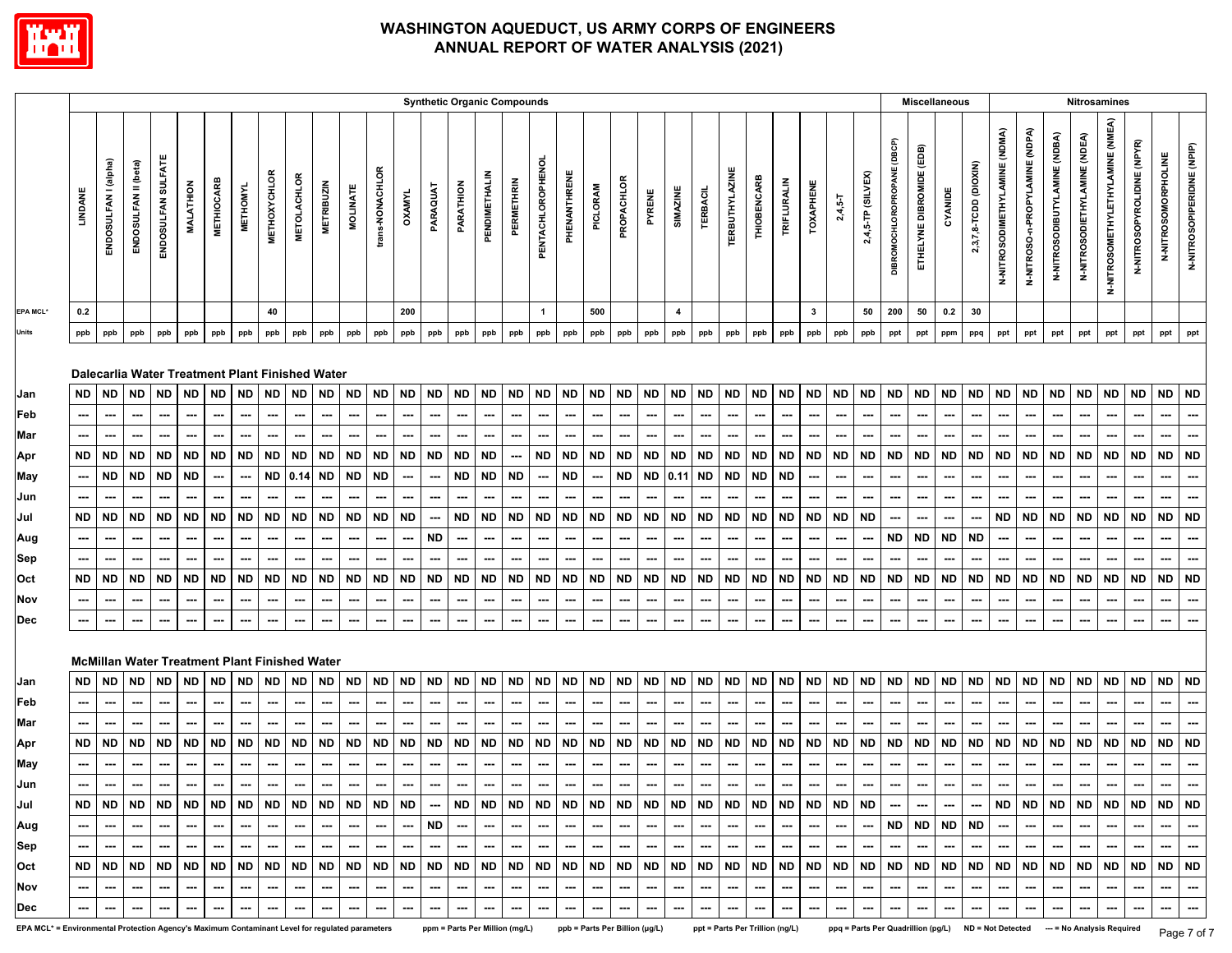# WASHINGTON AQUEDUCT, US ARMY CORPS OF ENGINEERS
# ANNUAL REPORT OF WATER ANALYSIS (2021)

| | Synthetic Organic Compounds | | | | | | | | | | | | | | | | | | | | | | | | | | | | | | Miscellaneous | | | | Nitrosamines | | | | | | | |
|---|---|---|---|---|---|---|---|---|---|---|---|---|---|---|---|---|---|---|---|---|---|---|---|---|---|---|---|---|---|---|---|---|---|---|---|---|---|---|---|---|---|---|
| | LINDANE | ENDOSULFAN I (alpha) | ENDOSULFAN II (beta) | ENDOSULFAN SULFATE | MALATHION | METHIOCARB | METHOMYL | METHOXYCHLOR | METOLACHLOR | METRIBUZIN | MOLINATE | trans-NONACHLOR | OXAMYL | PARAQUAT | PARATHION | PENDIMETHALIN | PERMETHRIN | PENTACHLOROPHENOL | PHENANTHRENE | PICLORAM | PROPACHLOR | PYRENE | SIMAZINE | TERBACIL | TERBUTHYLAZINE | THIOBENCARB | TRIFLURALIN | TOXAPHENE | 2,4,5-T | 2,4,5-TP (SILVEX) | DIBROMOCHLOROPROPANE (DBCP) | ETHELYNE DIBROMIDE (EDB) | CYANIDE | 2,3,7,8-TCDD (DIOXIN) | N-NITROSODIMETHYLAMINE (NDMA) | N-NITROSO-n-PROPYLAMINE (NDPA) | N-NITROSODIBUTYLAMINE (NDBA) | N-NITROSODIETHYLAMINE (NDEA) | N-NITROSOMETHYLETHYLAMINE (NMEA) | N-NITROSOPYROLIDINE (NPYR) | N-NITROSOMORPHOLINE | N-NITROSOPIPERIDINE (NPIP) |
| EPA MCL* | 0.2 | | | | | | | 40 | | | | | 200 | | | | | 1 | | 500 | | | 4 | | | | | 3 | | 50 | 200 | 50 | 0.2 | 30 | | | | | | | | |
| Units | ppb | ppb | ppb | ppb | ppb | ppb | ppb | ppb | ppb | ppb | ppb | ppb | ppb | ppb | ppb | ppb | ppb | ppb | ppb | ppb | ppb | ppb | ppb | ppb | ppb | ppb | ppb | ppb | ppb | ppb | ppt | ppt | ppm | ppq | ppt | ppt | ppt | ppt | ppt | ppt | ppt | ppt |
| **Dalecarlia Water Treatment Plant Finished Water** | | | | | | | | | | | | | | | | | | | | | | | | | | | | | | | | | | | | | | | | | | |
| Jan | ND | ND | ND | ND | ND | ND | ND | ND | ND | ND | ND | ND | ND | ND | ND | ND | ND | ND | ND | ND | ND | ND | ND | ND | ND | ND | ND | ND | ND | ND | ND | ND | ND | ND | ND | ND | ND | ND | ND | ND | ND | ND |
| Feb | --- | --- | --- | --- | --- | --- | --- | --- | --- | --- | --- | --- | --- | --- | --- | --- | --- | --- | --- | --- | --- | --- | --- | --- | --- | --- | --- | --- | --- | --- | --- | --- | --- | --- | --- | --- | --- | --- | --- | --- | --- | --- |
| Mar | --- | --- | --- | --- | --- | --- | --- | --- | --- | --- | --- | --- | --- | --- | --- | --- | --- | --- | --- | --- | --- | --- | --- | --- | --- | --- | --- | --- | --- | --- | --- | --- | --- | --- | --- | --- | --- | --- | --- | --- | --- | --- |
| Apr | ND | ND | ND | ND | ND | ND | ND | ND | ND | ND | ND | ND | ND | ND | ND | ND | --- | ND | ND | ND | ND | ND | ND | ND | ND | ND | ND | ND | ND | ND | ND | ND | ND | ND | ND | ND | ND | ND | ND | ND | ND | ND |
| May | --- | ND | ND | ND | ND | --- | --- | ND | 0.14 | ND | ND | ND | --- | --- | ND | ND | ND | --- | ND | --- | ND | ND | 0.11 | ND | ND | ND | ND | --- | --- | --- | --- | --- | --- | --- | --- | --- | --- | --- | --- | --- | --- | --- |
| Jun | --- | --- | --- | --- | --- | --- | --- | --- | --- | --- | --- | --- | --- | --- | --- | --- | --- | --- | --- | --- | --- | --- | --- | --- | --- | --- | --- | --- | --- | --- | --- | --- | --- | --- | --- | --- | --- | --- | --- | --- | --- | --- |
| Jul | ND | ND | ND | ND | ND | ND | ND | ND | ND | ND | ND | ND | ND | --- | ND | ND | ND | ND | ND | ND | ND | ND | ND | ND | ND | ND | ND | ND | ND | ND | --- | --- | --- | --- | ND | ND | ND | ND | ND | ND | ND | ND |
| Aug | --- | --- | --- | --- | --- | --- | --- | --- | --- | --- | --- | --- | --- | ND | --- | --- | --- | --- | --- | --- | --- | --- | --- | --- | --- | --- | --- | --- | --- | --- | ND | ND | ND | ND | --- | --- | --- | --- | --- | --- | --- | --- |
| Sep | --- | --- | --- | --- | --- | --- | --- | --- | --- | --- | --- | --- | --- | --- | --- | --- | --- | --- | --- | --- | --- | --- | --- | --- | --- | --- | --- | --- | --- | --- | --- | --- | --- | --- | --- | --- | --- | --- | --- | --- | --- | --- |
| Oct | ND | ND | ND | ND | ND | ND | ND | ND | ND | ND | ND | ND | ND | ND | ND | ND | ND | ND | ND | ND | ND | ND | ND | ND | ND | ND | ND | ND | ND | ND | ND | ND | ND | ND | ND | ND | ND | ND | ND | ND | ND | ND |
| Nov | --- | --- | --- | --- | --- | --- | --- | --- | --- | --- | --- | --- | --- | --- | --- | --- | --- | --- | --- | --- | --- | --- | --- | --- | --- | --- | --- | --- | --- | --- | --- | --- | --- | --- | --- | --- | --- | --- | --- | --- | --- | --- |
| Dec | --- | --- | --- | --- | --- | --- | --- | --- | --- | --- | --- | --- | --- | --- | --- | --- | --- | --- | --- | --- | --- | --- | --- | --- | --- | --- | --- | --- | --- | --- | --- | --- | --- | --- | --- | --- | --- | --- | --- | --- | --- | --- |
| **McMillan Water Treatment Plant Finished Water** | | | | | | | | | | | | | | | | | | | | | | | | | | | | | | | | | | | | | | | | | | |
| Jan | ND | ND | ND | ND | ND | ND | ND | ND | ND | ND | ND | ND | ND | ND | ND | ND | ND | ND | ND | ND | ND | ND | ND | ND | ND | ND | ND | ND | ND | ND | ND | ND | ND | ND | ND | ND | ND | ND | ND | ND | ND | ND |
| Feb | --- | --- | --- | --- | --- | --- | --- | --- | --- | --- | --- | --- | --- | --- | --- | --- | --- | --- | --- | --- | --- | --- | --- | --- | --- | --- | --- | --- | --- | --- | --- | --- | --- | --- | --- | --- | --- | --- | --- | --- | --- | --- |
| Mar | --- | --- | --- | --- | --- | --- | --- | --- | --- | --- | --- | --- | --- | --- | --- | --- | --- | --- | --- | --- | --- | --- | --- | --- | --- | --- | --- | --- | --- | --- | --- | --- | --- | --- | --- | --- | --- | --- | --- | --- | --- | --- |
| Apr | ND | ND | ND | ND | ND | ND | ND | ND | ND | ND | ND | ND | ND | ND | ND | ND | ND | ND | ND | ND | ND | ND | ND | ND | ND | ND | ND | ND | ND | ND | ND | ND | ND | ND | ND | ND | ND | ND | ND | ND | ND | ND |
| May | --- | --- | --- | --- | --- | --- | --- | --- | --- | --- | --- | --- | --- | --- | --- | --- | --- | --- | --- | --- | --- | --- | --- | --- | --- | --- | --- | --- | --- | --- | --- | --- | --- | --- | --- | --- | --- | --- | --- | --- | --- | --- |
| Jun | --- | --- | --- | --- | --- | --- | --- | --- | --- | --- | --- | --- | --- | --- | --- | --- | --- | --- | --- | --- | --- | --- | --- | --- | --- | --- | --- | --- | --- | --- | --- | --- | --- | --- | --- | --- | --- | --- | --- | --- | --- | --- |
| Jul | ND | ND | ND | ND | ND | ND | ND | ND | ND | ND | ND | ND | ND | --- | ND | ND | ND | ND | ND | ND | ND | ND | ND | ND | ND | ND | ND | ND | ND | ND | --- | --- | --- | --- | ND | ND | ND | ND | ND | ND | ND | ND |
| Aug | --- | --- | --- | --- | --- | --- | --- | --- | --- | --- | --- | --- | --- | ND | --- | --- | --- | --- | --- | --- | --- | --- | --- | --- | --- | --- | --- | --- | --- | --- | ND | ND | ND | ND | --- | --- | --- | --- | --- | --- | --- | --- |
| Sep | --- | --- | --- | --- | --- | --- | --- | --- | --- | --- | --- | --- | --- | --- | --- | --- | --- | --- | --- | --- | --- | --- | --- | --- | --- | --- | --- | --- | --- | --- | --- | --- | --- | --- | --- | --- | --- | --- | --- | --- | --- | --- |
| Oct | ND | ND | ND | ND | ND | ND | ND | ND | ND | ND | ND | ND | ND | ND | ND | ND | ND | ND | ND | ND | ND | ND | ND | ND | ND | ND | ND | ND | ND | ND | ND | ND | ND | ND | ND | ND | ND | ND | ND | ND | ND | ND |
| Nov | --- | --- | --- | --- | --- | --- | --- | --- | --- | --- | --- | --- | --- | --- | --- | --- | --- | --- | --- | --- | --- | --- | --- | --- | --- | --- | --- | --- | --- | --- | --- | --- | --- | --- | --- | --- | --- | --- | --- | --- | --- | --- |
| Dec | --- | --- | --- | --- | --- | --- | --- | --- | --- | --- | --- | --- | --- | --- | --- | --- | --- | --- | --- | --- | --- | --- | --- | --- | --- | --- | --- | --- | --- | --- | --- | --- | --- | --- | --- | --- | --- | --- | --- | --- | --- | --- |

EPA MCL* = Environmental Protection Agency's Maximum Contaminant Level for regulated parameters     ppm = Parts Per Million (mg/L)     ppb = Parts Per Billion (µg/L)     ppt = Parts Per Trillion (ng/L)     ppq = Parts Per Quadrillion (pg/L)     ND = Not Detected     --- = No Analysis Required